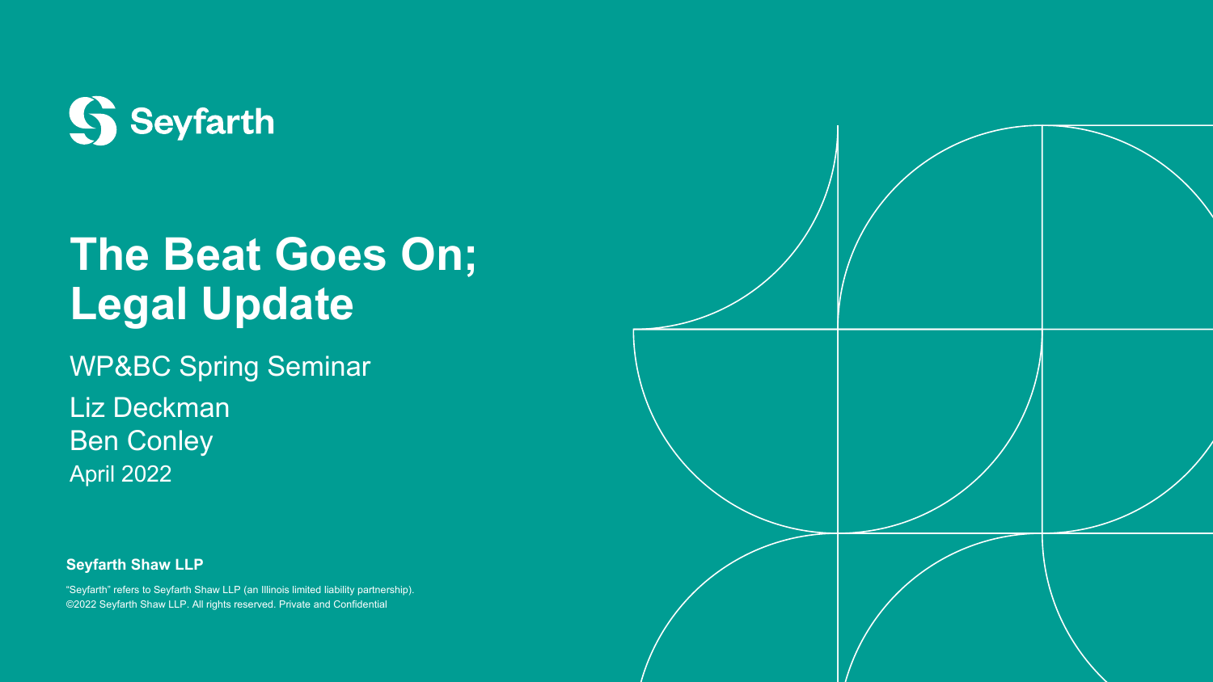Seyfarth

# The Beat Goes On; Legal Update

WP&BC Spring Seminar

Liz Deckman
Ben Conley
April 2022

**Seyfarth Shaw LLP**

"Seyfarth" refers to Seyfarth Shaw LLP (an Illinois limited liability partnership).
©2022 Seyfarth Shaw LLP. All rights reserved. Private and Confidential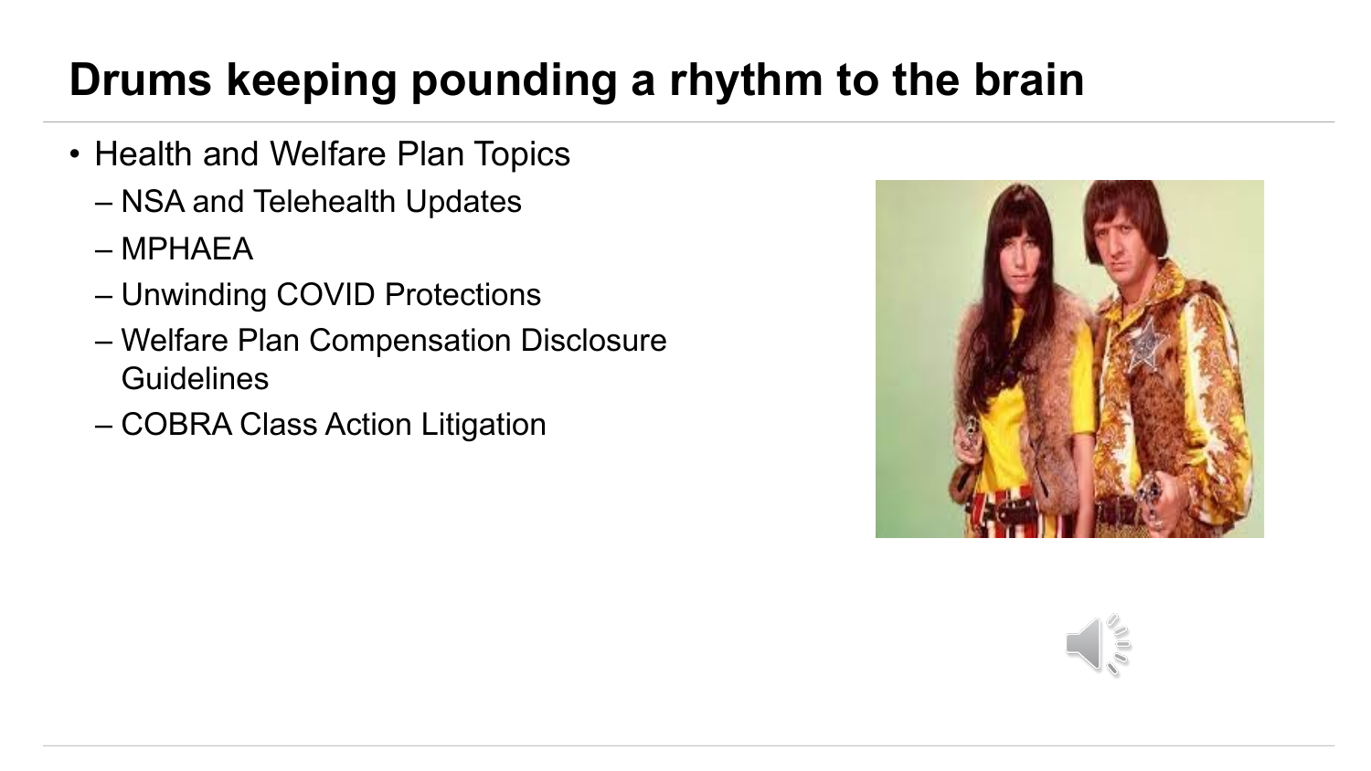# Drums keeping pounding a rhythm to the brain

- Health and Welfare Plan Topics
  - NSA and Telehealth Updates
  - MPHAEA
  - Unwinding COVID Protections
  - Welfare Plan Compensation Disclosure Guidelines
  - COBRA Class Action Litigation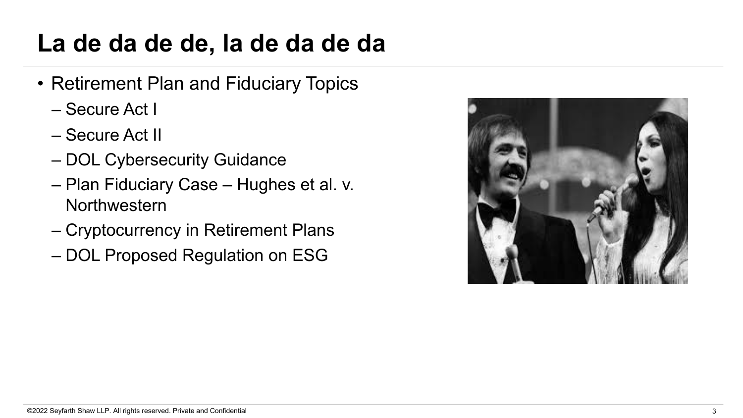# La de da de de, la de da de da

- Retirement Plan and Fiduciary Topics
  - Secure Act I
  - Secure Act II
  - DOL Cybersecurity Guidance
  - Plan Fiduciary Case – Hughes et al. v. Northwestern
  - Cryptocurrency in Retirement Plans
  - DOL Proposed Regulation on ESG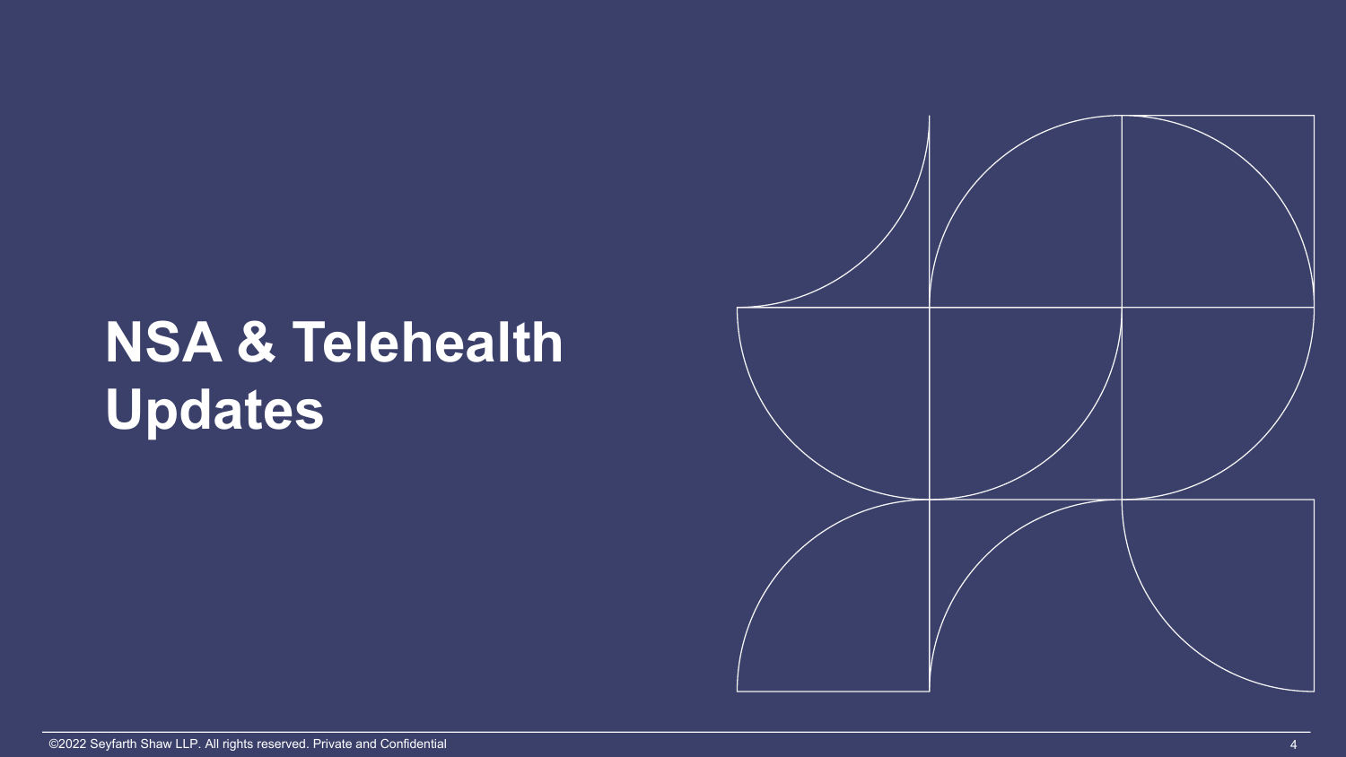# NSA & Telehealth Updates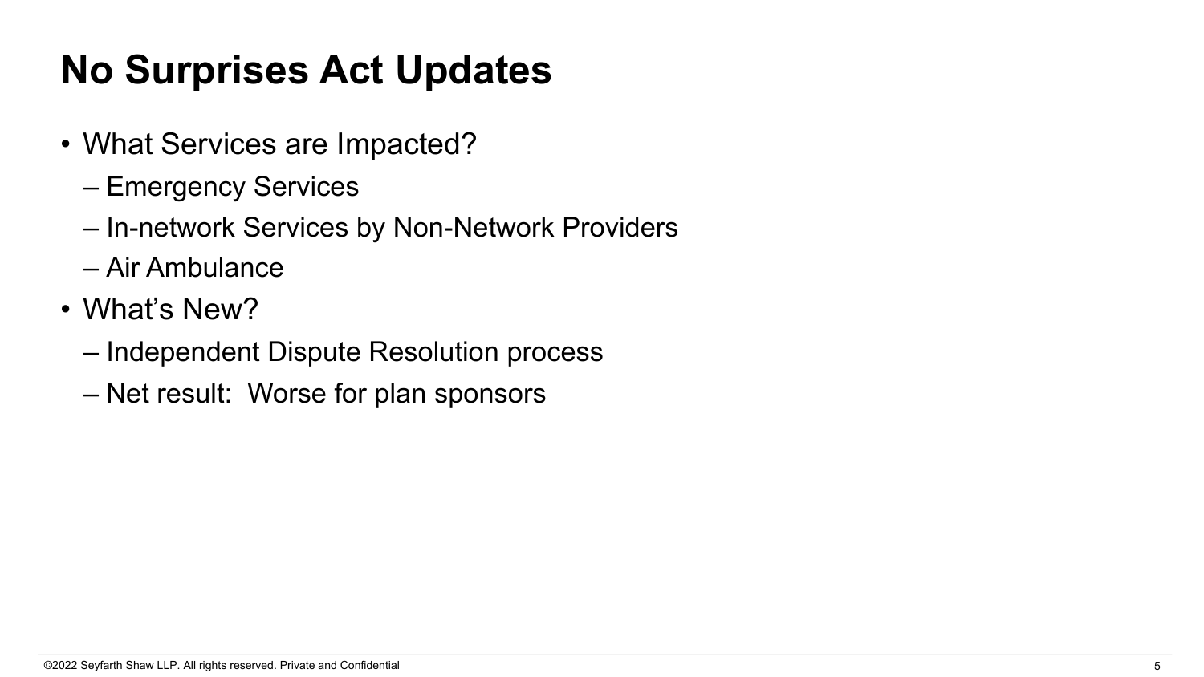# No Surprises Act Updates

- What Services are Impacted?
  - Emergency Services
  - In-network Services by Non-Network Providers
  - Air Ambulance
- What's New?
  - Independent Dispute Resolution process
  - Net result: Worse for plan sponsors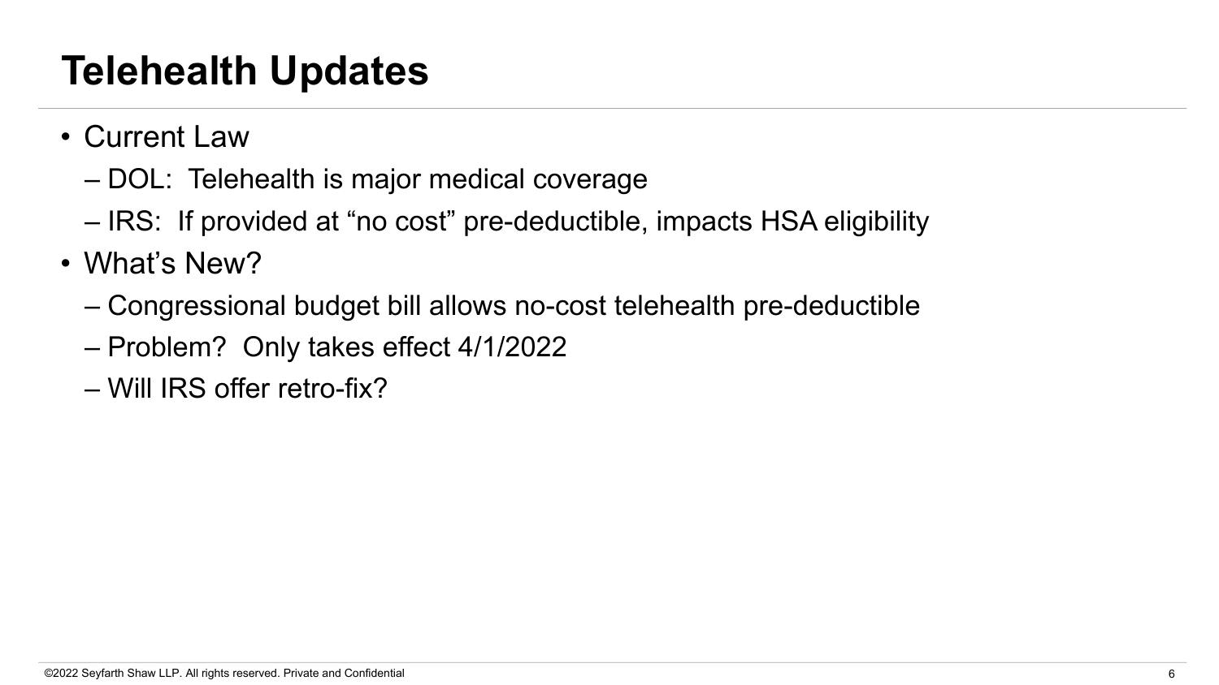# Telehealth Updates

- Current Law
  - DOL: Telehealth is major medical coverage
  - IRS: If provided at "no cost" pre-deductible, impacts HSA eligibility
- What's New?
  - Congressional budget bill allows no-cost telehealth pre-deductible
  - Problem? Only takes effect 4/1/2022
  - Will IRS offer retro-fix?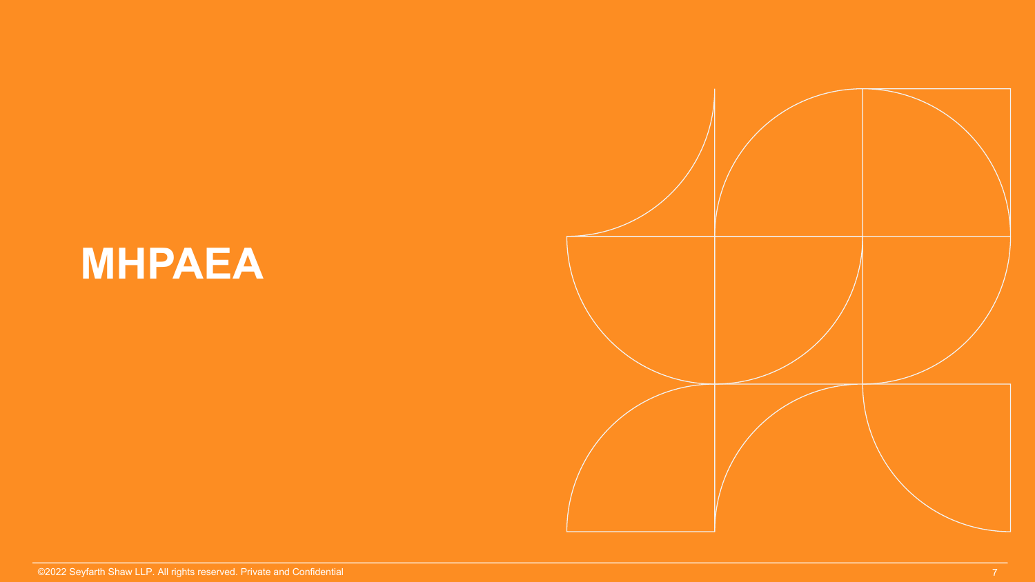# MHPAEA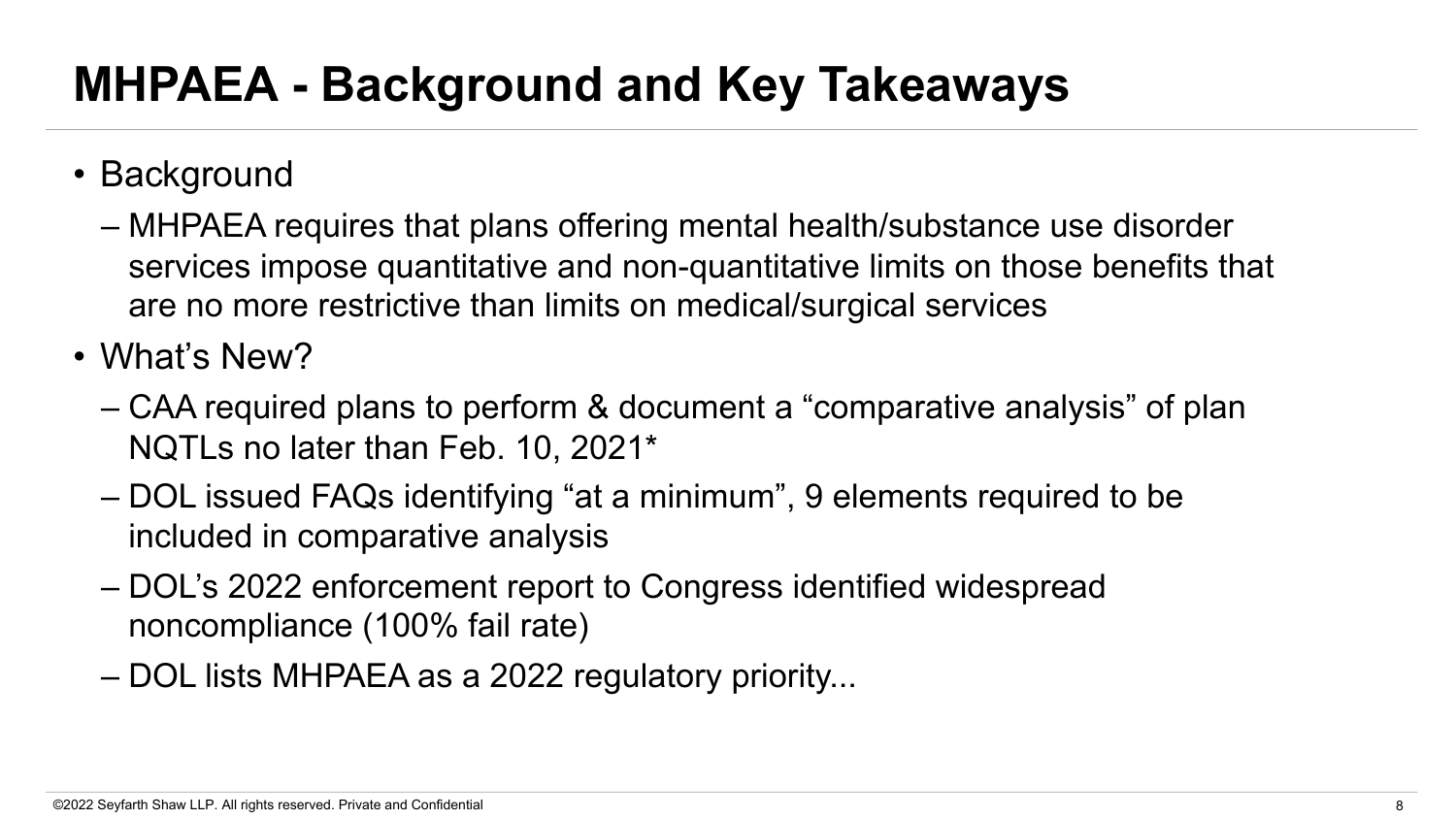# MHPAEA - Background and Key Takeaways

- Background
  - MHPAEA requires that plans offering mental health/substance use disorder services impose quantitative and non-quantitative limits on those benefits that are no more restrictive than limits on medical/surgical services
- What's New?
  - CAA required plans to perform & document a "comparative analysis" of plan NQTLs no later than Feb. 10, 2021*
  - DOL issued FAQs identifying "at a minimum", 9 elements required to be included in comparative analysis
  - DOL's 2022 enforcement report to Congress identified widespread noncompliance (100% fail rate)
  - DOL lists MHPAEA as a 2022 regulatory priority...

©2022 Seyfarth Shaw LLP. All rights reserved. Private and Confidential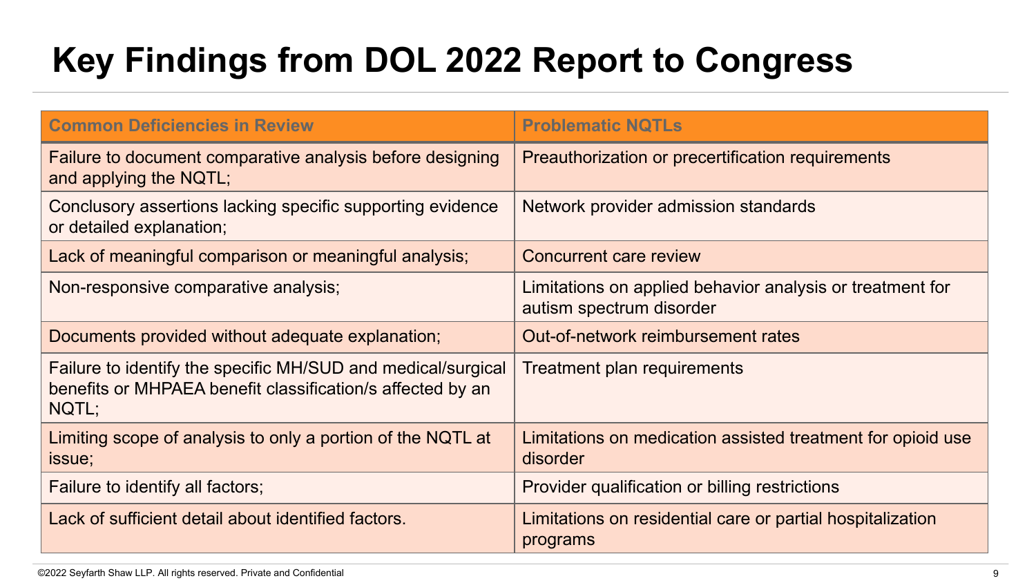# Key Findings from DOL 2022 Report to Congress

| Common Deficiencies in Review | Problematic NQTLs |
| --- | --- |
| Failure to document comparative analysis before designing and applying the NQTL; | Preauthorization or precertification requirements |
| Conclusory assertions lacking specific supporting evidence or detailed explanation; | Network provider admission standards |
| Lack of meaningful comparison or meaningful analysis; | Concurrent care review |
| Non-responsive comparative analysis; | Limitations on applied behavior analysis or treatment for autism spectrum disorder |
| Documents provided without adequate explanation; | Out-of-network reimbursement rates |
| Failure to identify the specific MH/SUD and medical/surgical benefits or MHPAEA benefit classification/s affected by an NQTL; | Treatment plan requirements |
| Limiting scope of analysis to only a portion of the NQTL at issue; | Limitations on medication assisted treatment for opioid use disorder |
| Failure to identify all factors; | Provider qualification or billing restrictions |
| Lack of sufficient detail about identified factors. | Limitations on residential care or partial hospitalization programs |

©2022 Seyfarth Shaw LLP. All rights reserved. Private and Confidential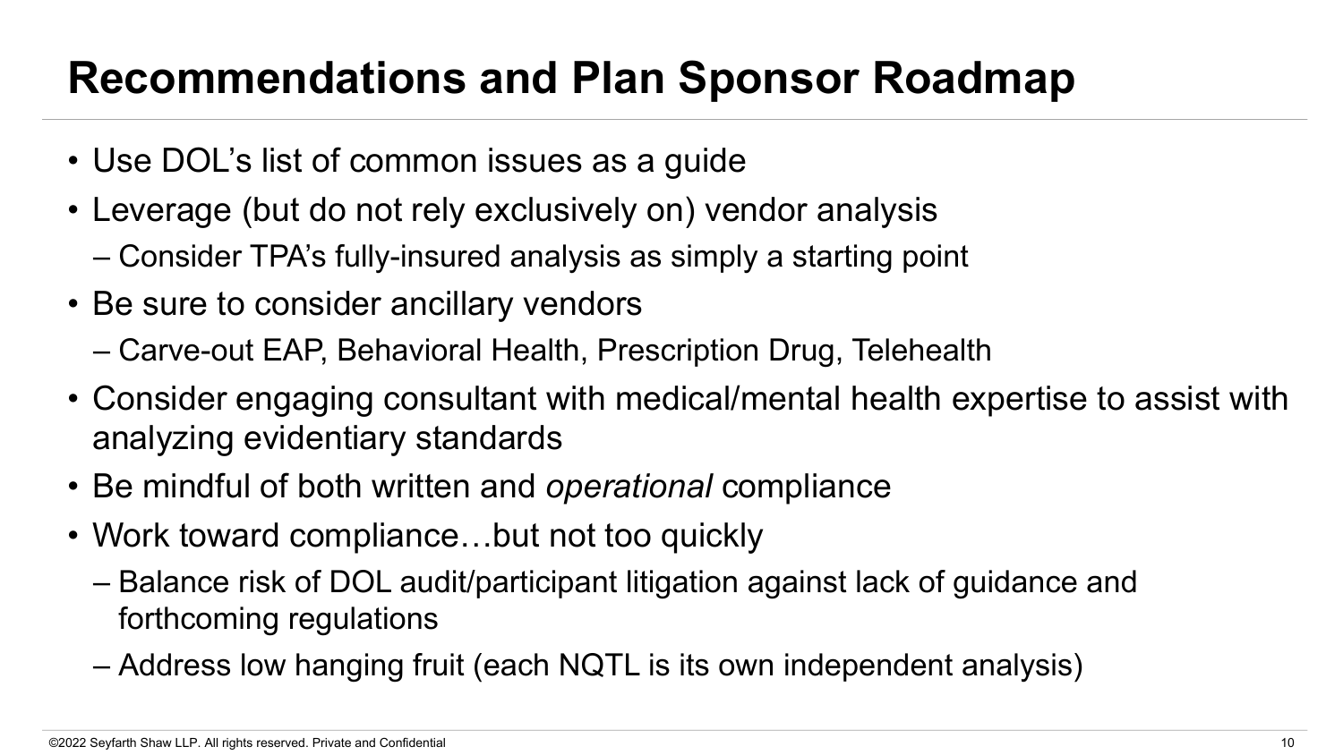# Recommendations and Plan Sponsor Roadmap

- Use DOL's list of common issues as a guide
- Leverage (but do not rely exclusively on) vendor analysis
  - Consider TPA's fully-insured analysis as simply a starting point
- Be sure to consider ancillary vendors
  - Carve-out EAP, Behavioral Health, Prescription Drug, Telehealth
- Consider engaging consultant with medical/mental health expertise to assist with analyzing evidentiary standards
- Be mindful of both written and *operational* compliance
- Work toward compliance…but not too quickly
  - Balance risk of DOL audit/participant litigation against lack of guidance and forthcoming regulations
  - Address low hanging fruit (each NQTL is its own independent analysis)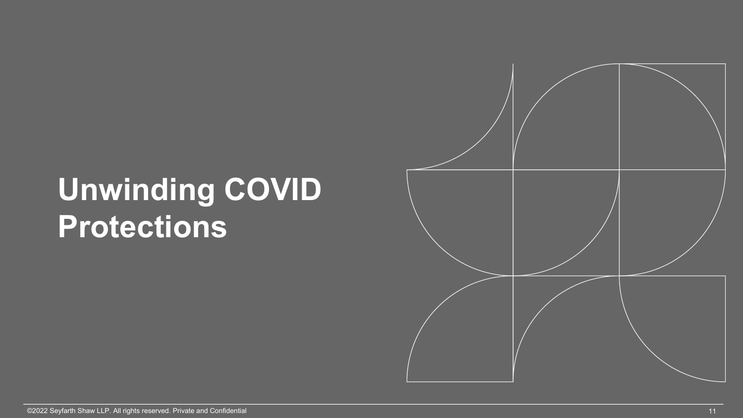# Unwinding COVID Protections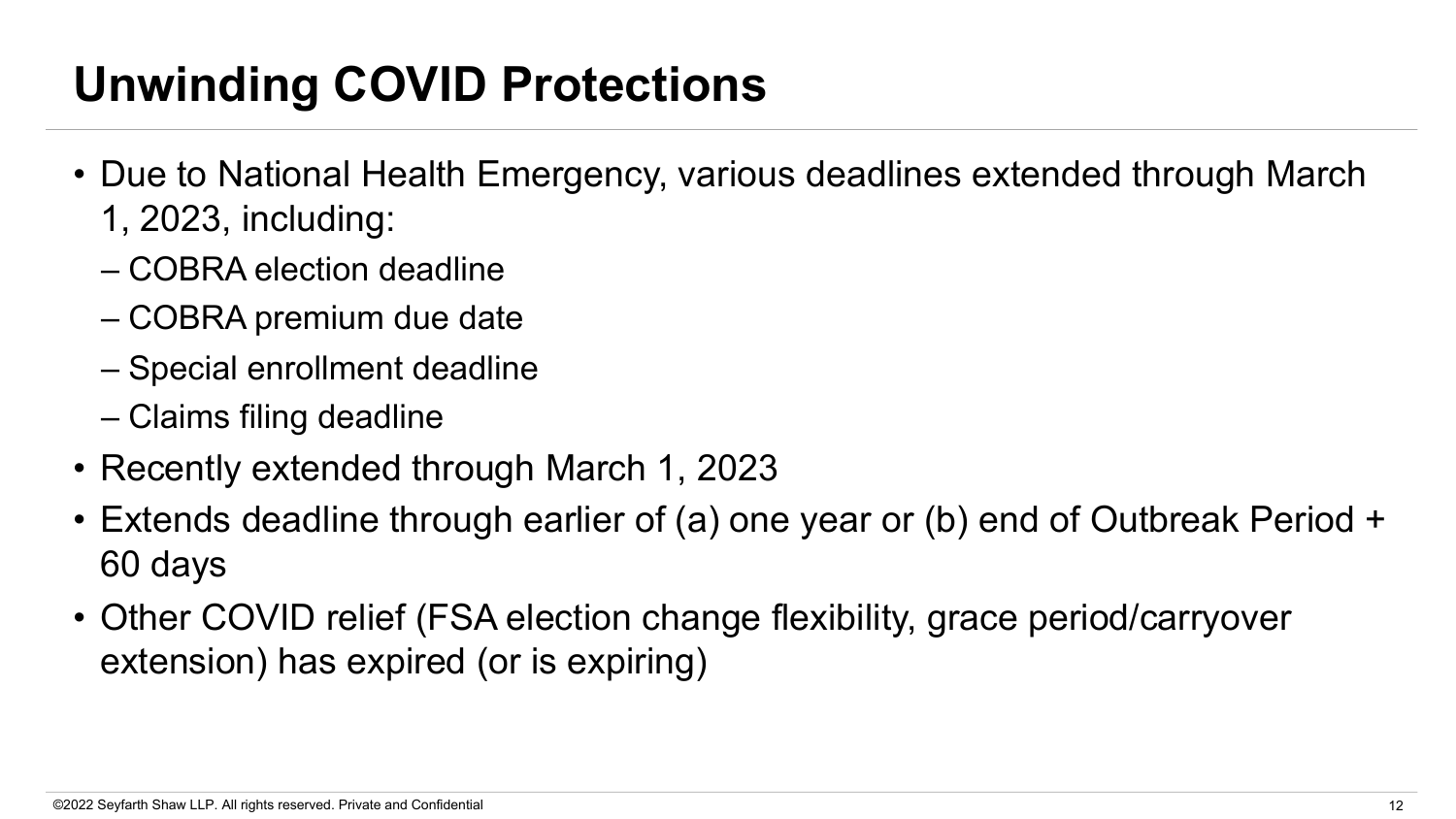# Unwinding COVID Protections

- Due to National Health Emergency, various deadlines extended through March 1, 2023, including:
  - COBRA election deadline
  - COBRA premium due date
  - Special enrollment deadline
  - Claims filing deadline
- Recently extended through March 1, 2023
- Extends deadline through earlier of (a) one year or (b) end of Outbreak Period + 60 days
- Other COVID relief (FSA election change flexibility, grace period/carryover extension) has expired (or is expiring)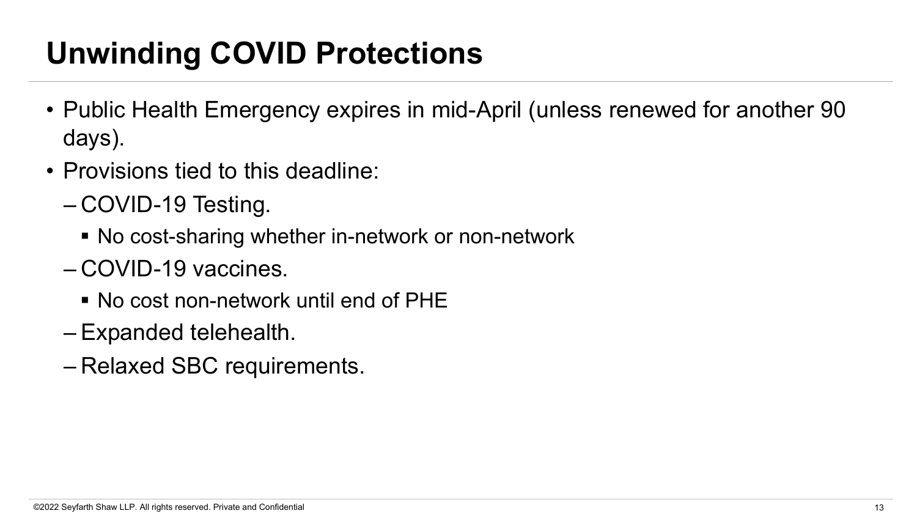# Unwinding COVID Protections

- Public Health Emergency expires in mid-April (unless renewed for another 90 days).
- Provisions tied to this deadline:
  - COVID-19 Testing.
    - No cost-sharing whether in-network or non-network
  - COVID-19 vaccines.
    - No cost non-network until end of PHE
  - Expanded telehealth.
  - Relaxed SBC requirements.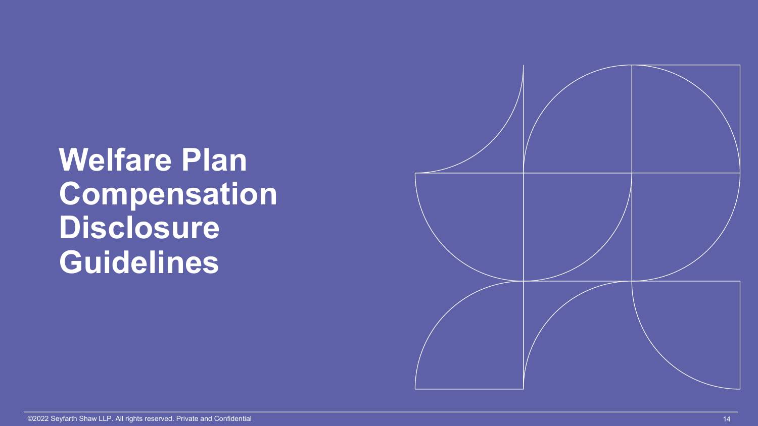# Welfare Plan Compensation Disclosure Guidelines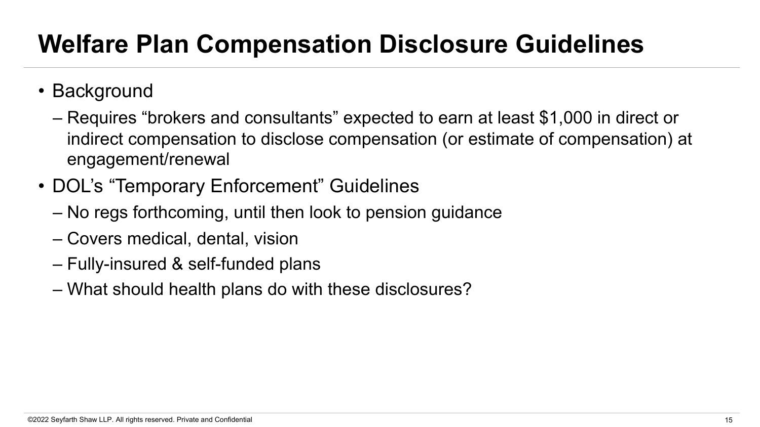# Welfare Plan Compensation Disclosure Guidelines

- Background
  - Requires "brokers and consultants" expected to earn at least $1,000 in direct or indirect compensation to disclose compensation (or estimate of compensation) at engagement/renewal
- DOL's "Temporary Enforcement" Guidelines
  - No regs forthcoming, until then look to pension guidance
  - Covers medical, dental, vision
  - Fully-insured & self-funded plans
  - What should health plans do with these disclosures?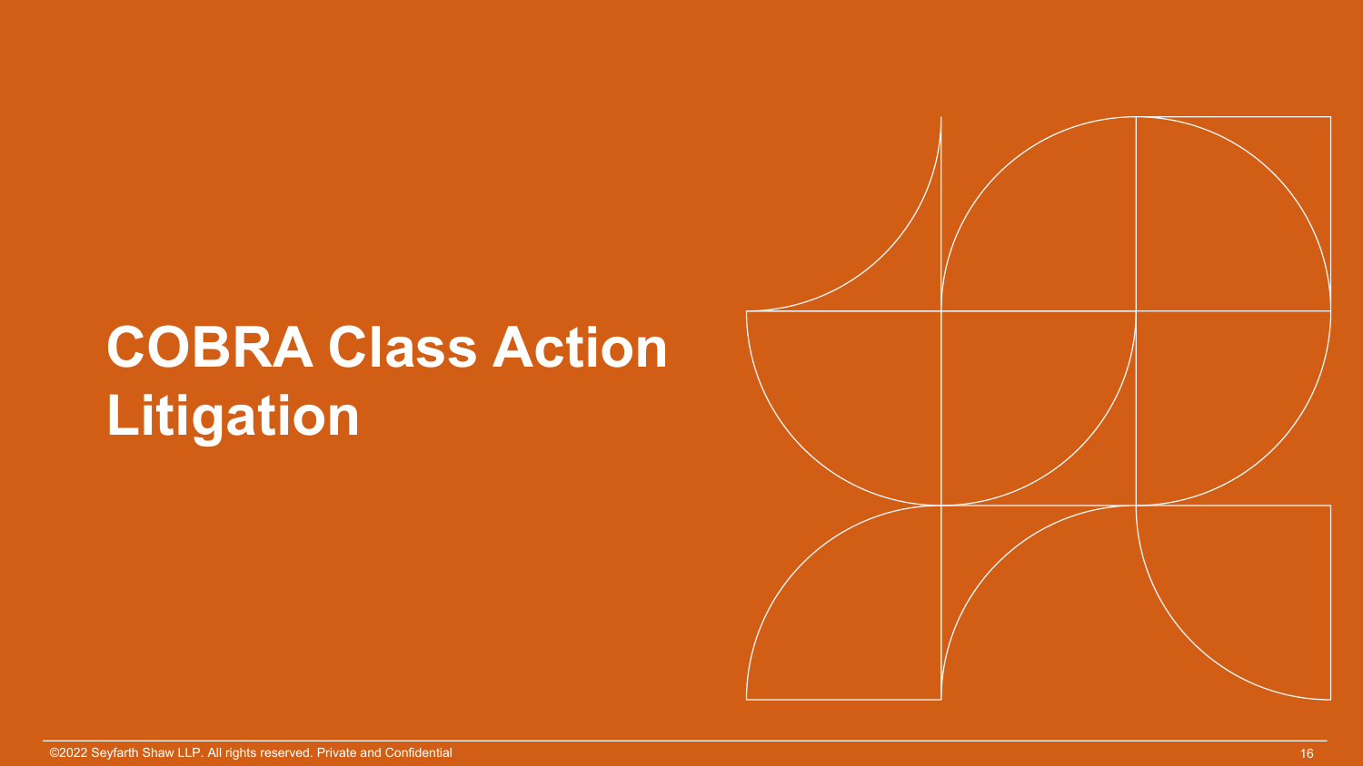# COBRA Class Action Litigation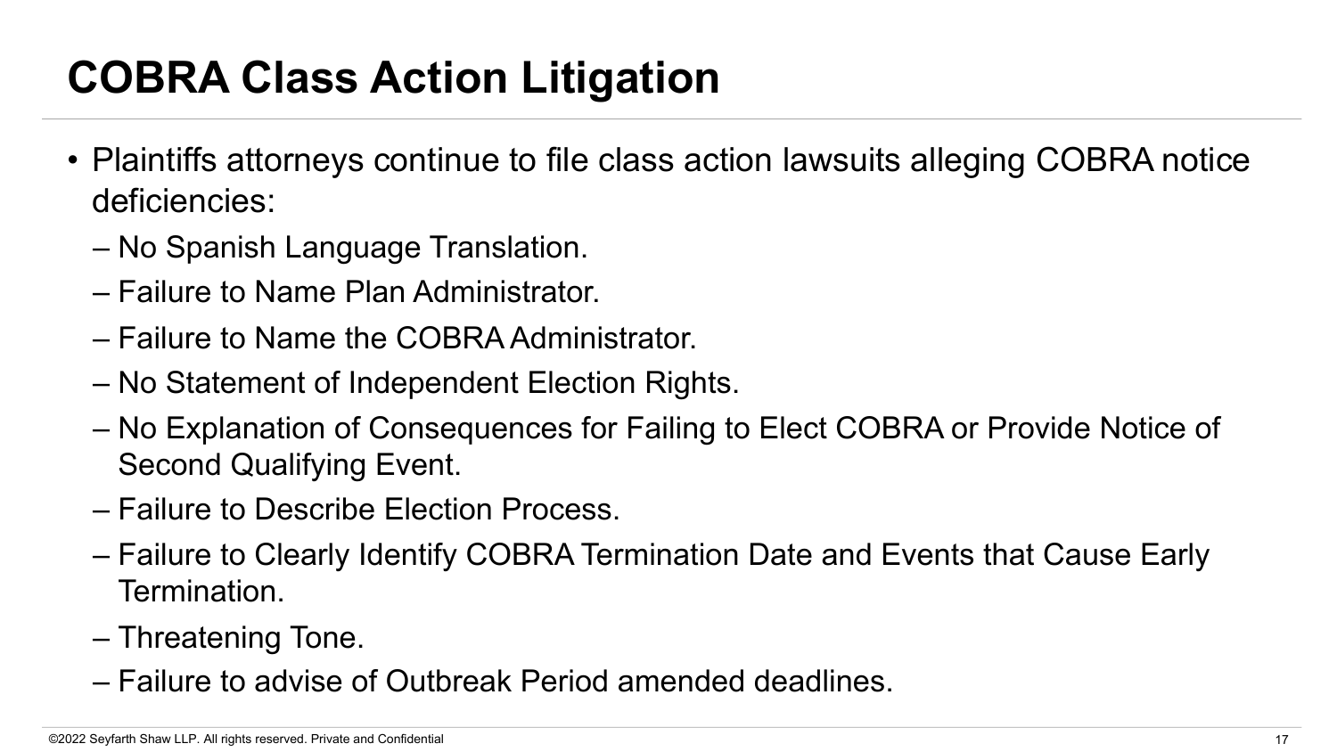# COBRA Class Action Litigation

- Plaintiffs attorneys continue to file class action lawsuits alleging COBRA notice deficiencies:
  - No Spanish Language Translation.
  - Failure to Name Plan Administrator.
  - Failure to Name the COBRA Administrator.
  - No Statement of Independent Election Rights.
  - No Explanation of Consequences for Failing to Elect COBRA or Provide Notice of Second Qualifying Event.
  - Failure to Describe Election Process.
  - Failure to Clearly Identify COBRA Termination Date and Events that Cause Early Termination.
  - Threatening Tone.
  - Failure to advise of Outbreak Period amended deadlines.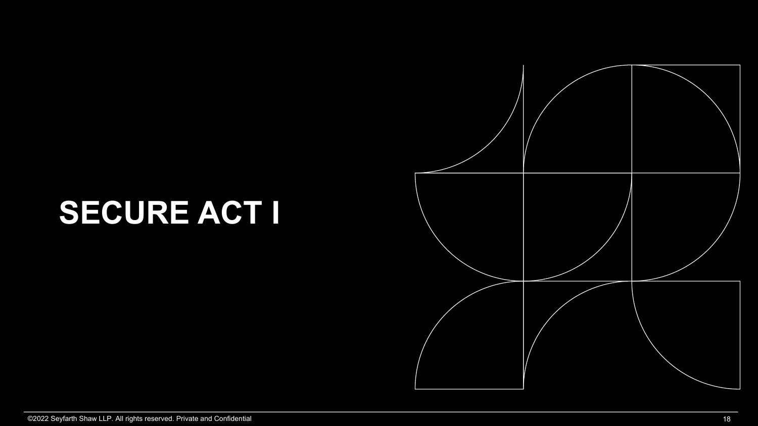# SECURE ACT I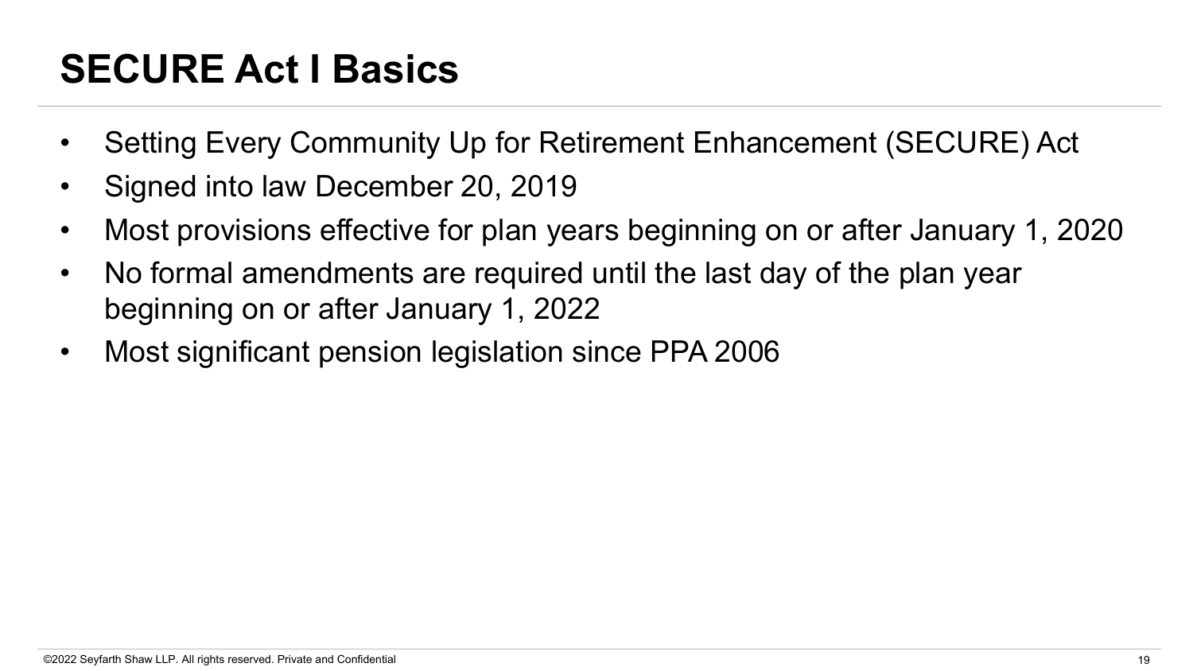# SECURE Act I Basics

- Setting Every Community Up for Retirement Enhancement (SECURE) Act
- Signed into law December 20, 2019
- Most provisions effective for plan years beginning on or after January 1, 2020
- No formal amendments are required until the last day of the plan year beginning on or after January 1, 2022
- Most significant pension legislation since PPA 2006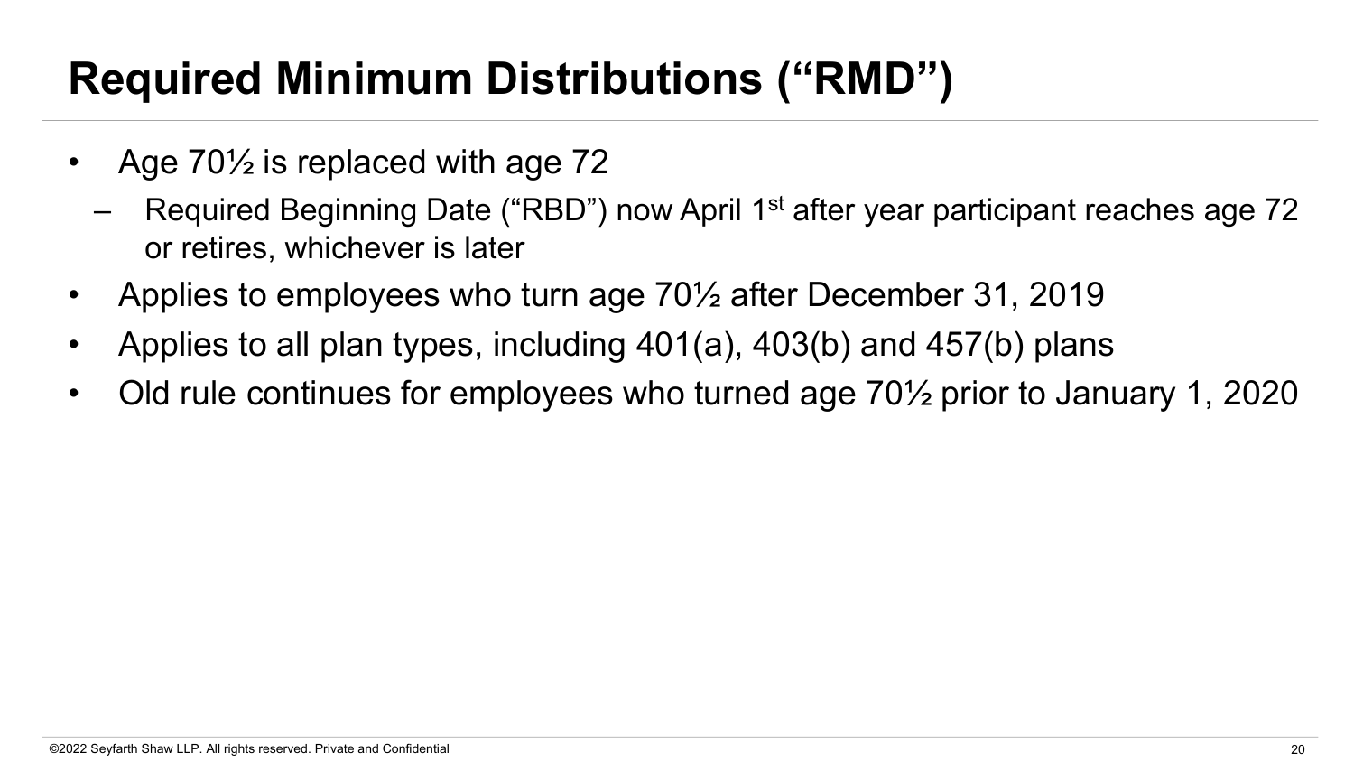# Required Minimum Distributions ("RMD")

- Age 70½ is replaced with age 72
  - Required Beginning Date ("RBD") now April 1st after year participant reaches age 72 or retires, whichever is later
- Applies to employees who turn age 70½ after December 31, 2019
- Applies to all plan types, including 401(a), 403(b) and 457(b) plans
- Old rule continues for employees who turned age 70½ prior to January 1, 2020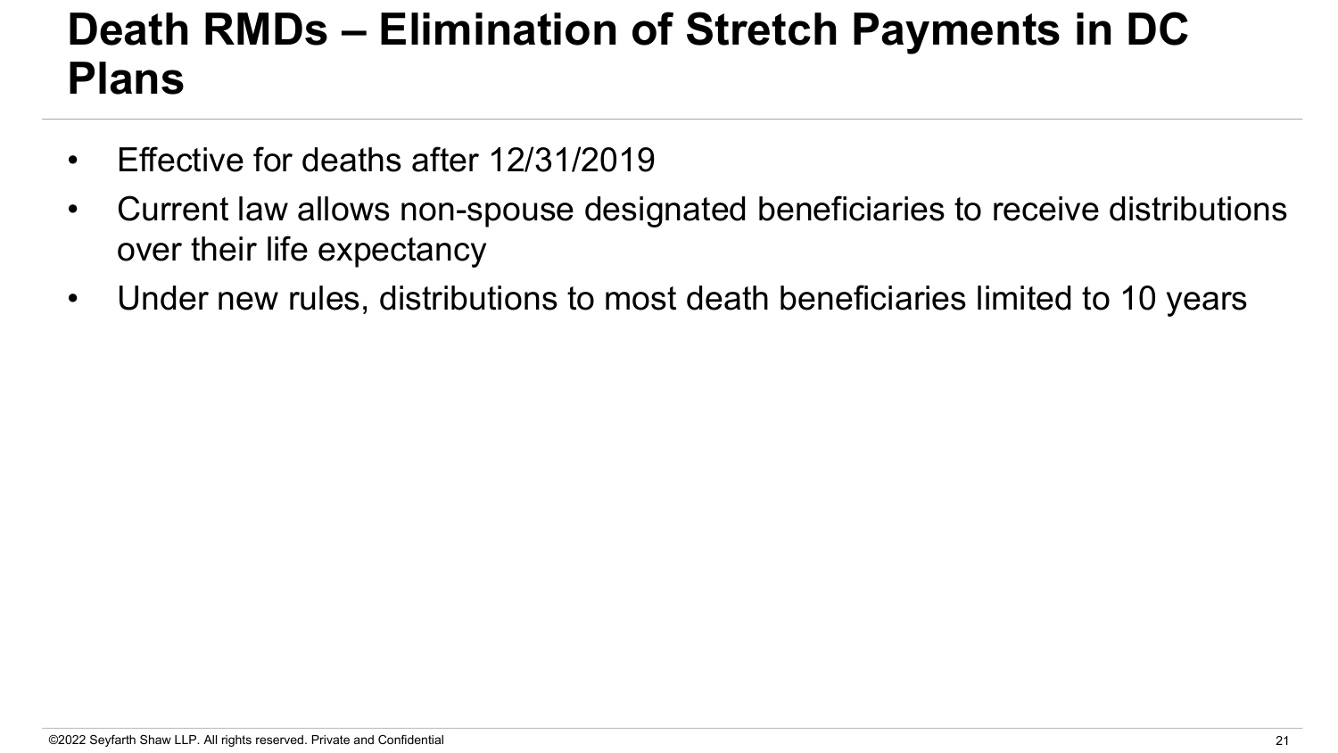# Death RMDs – Elimination of Stretch Payments in DC Plans

- Effective for deaths after 12/31/2019
- Current law allows non-spouse designated beneficiaries to receive distributions over their life expectancy
- Under new rules, distributions to most death beneficiaries limited to 10 years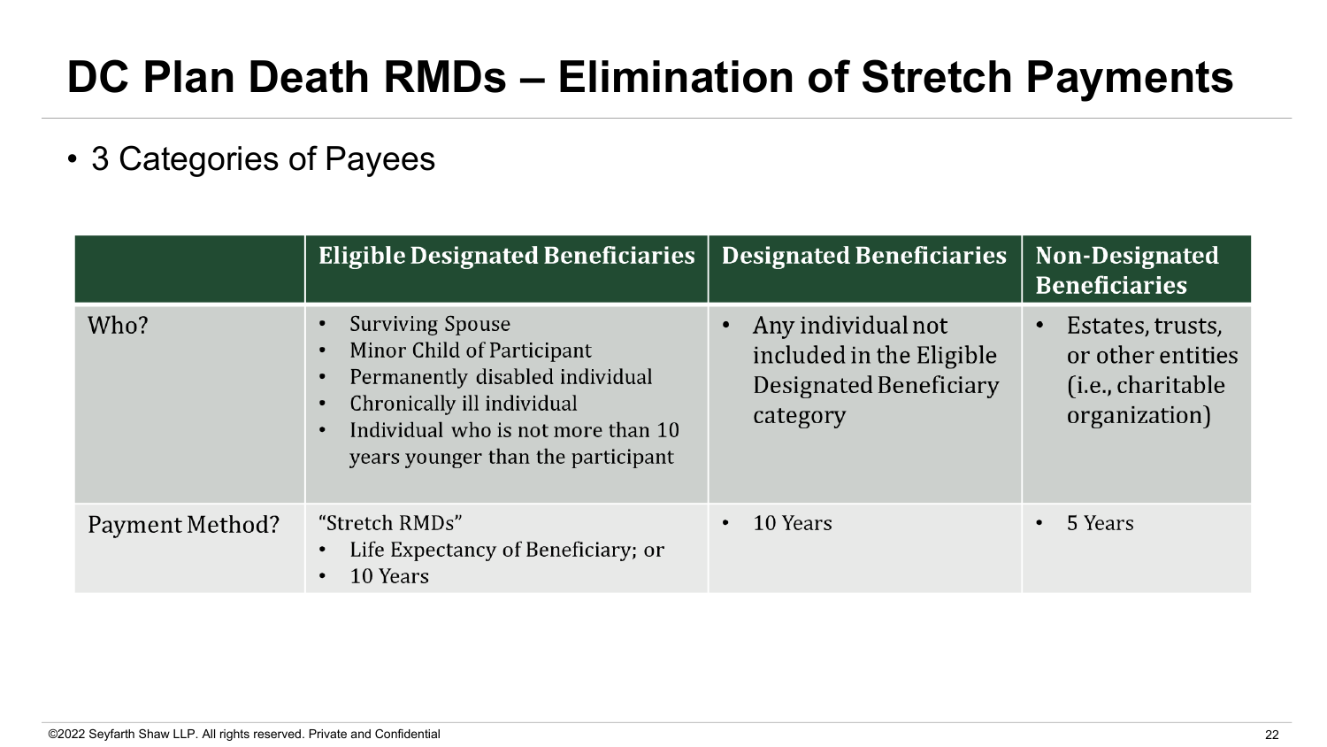# DC Plan Death RMDs – Elimination of Stretch Payments

- 3 Categories of Payees

| | Eligible Designated Beneficiaries | Designated Beneficiaries | Non-Designated Beneficiaries |
|---|---|---|---|
| Who? | • Surviving Spouse<br>• Minor Child of Participant<br>• Permanently disabled individual<br>• Chronically ill individual<br>• Individual who is not more than 10 years younger than the participant | • Any individual not included in the Eligible Designated Beneficiary category | • Estates, trusts, or other entities (i.e., charitable organization) |
| Payment Method? | "Stretch RMDs"<br>• Life Expectancy of Beneficiary; or<br>• 10 Years | • 10 Years | • 5 Years |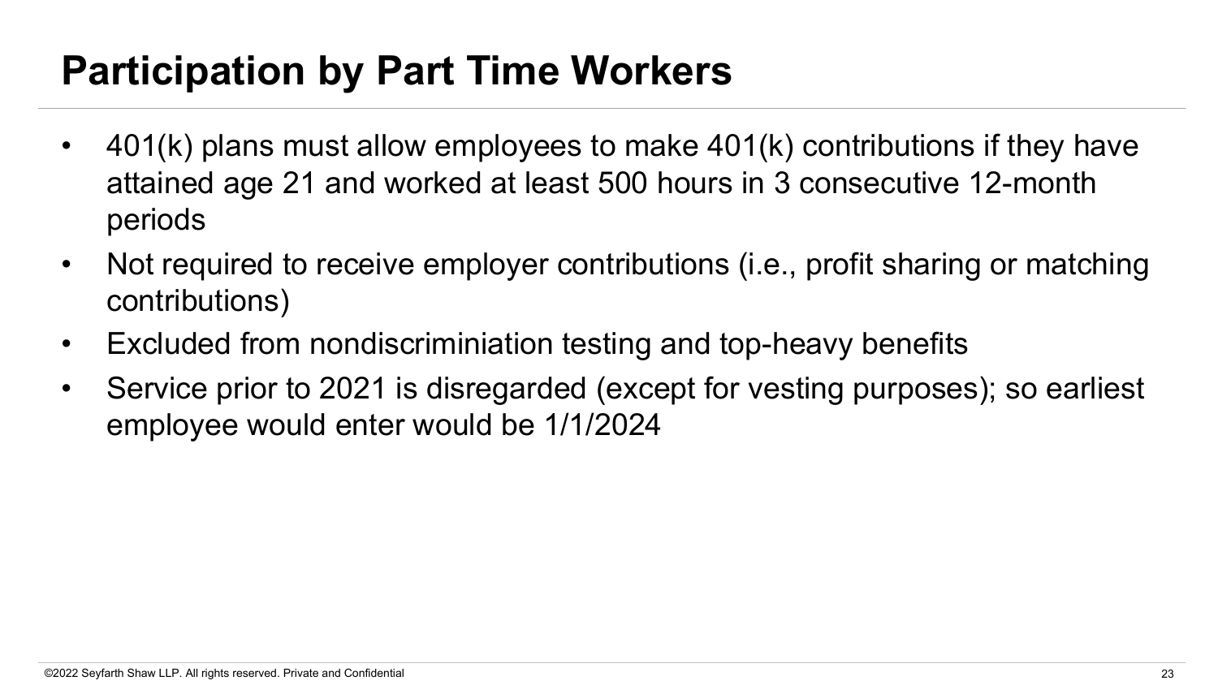# Participation by Part Time Workers

- 401(k) plans must allow employees to make 401(k) contributions if they have attained age 21 and worked at least 500 hours in 3 consecutive 12-month periods
- Not required to receive employer contributions (i.e., profit sharing or matching contributions)
- Excluded from nondiscriminiation testing and top-heavy benefits
- Service prior to 2021 is disregarded (except for vesting purposes); so earliest employee would enter would be 1/1/2024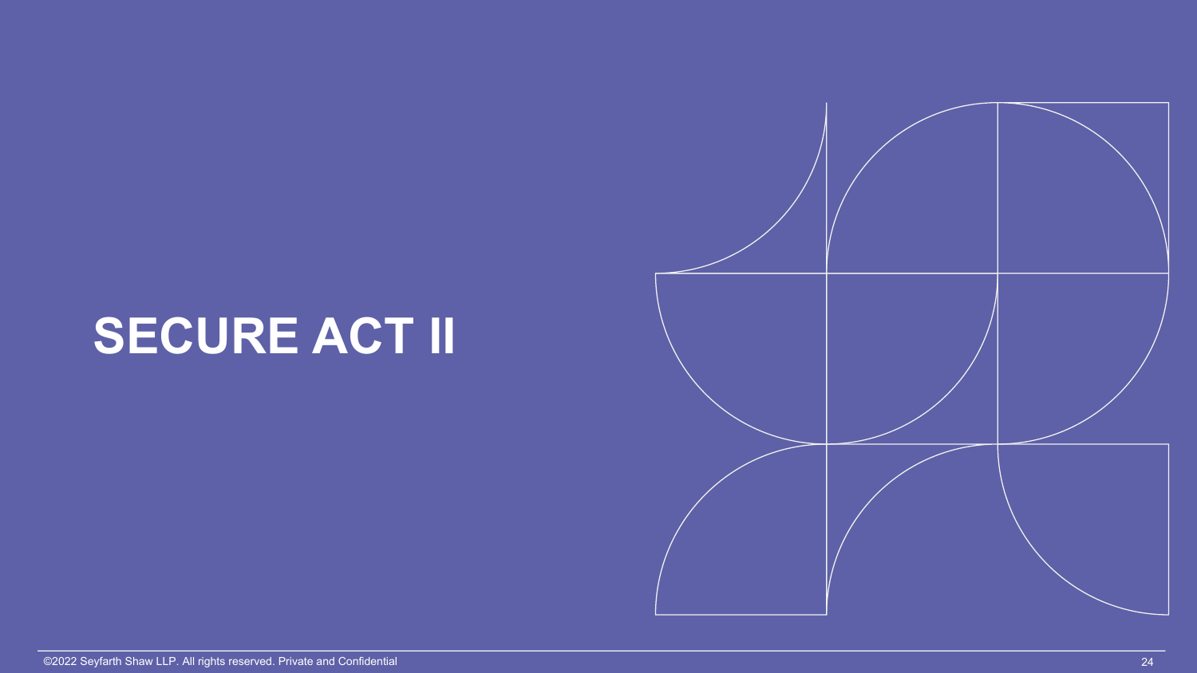# SECURE ACT II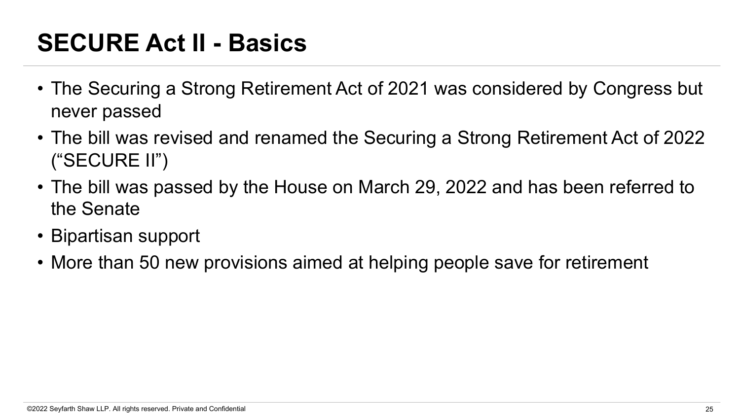# SECURE Act II - Basics

- The Securing a Strong Retirement Act of 2021 was considered by Congress but never passed
- The bill was revised and renamed the Securing a Strong Retirement Act of 2022 (“SECURE II”)
- The bill was passed by the House on March 29, 2022 and has been referred to the Senate
- Bipartisan support
- More than 50 new provisions aimed at helping people save for retirement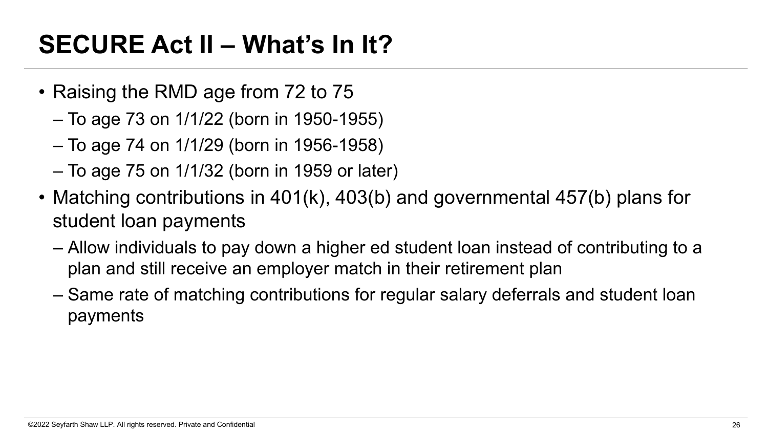# SECURE Act II – What's In It?

- Raising the RMD age from 72 to 75
  - To age 73 on 1/1/22 (born in 1950-1955)
  - To age 74 on 1/1/29 (born in 1956-1958)
  - To age 75 on 1/1/32 (born in 1959 or later)
- Matching contributions in 401(k), 403(b) and governmental 457(b) plans for student loan payments
  - Allow individuals to pay down a higher ed student loan instead of contributing to a plan and still receive an employer match in their retirement plan
  - Same rate of matching contributions for regular salary deferrals and student loan payments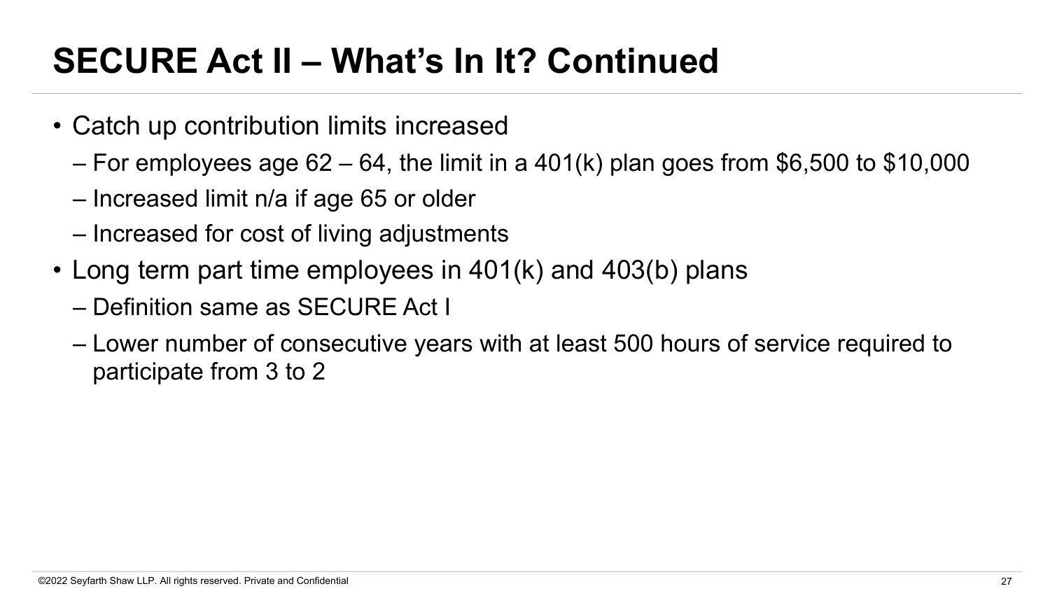# SECURE Act II – What's In It? Continued

- Catch up contribution limits increased
  - For employees age 62 – 64, the limit in a 401(k) plan goes from $6,500 to $10,000
  - Increased limit n/a if age 65 or older
  - Increased for cost of living adjustments
- Long term part time employees in 401(k) and 403(b) plans
  - Definition same as SECURE Act I
  - Lower number of consecutive years with at least 500 hours of service required to participate from 3 to 2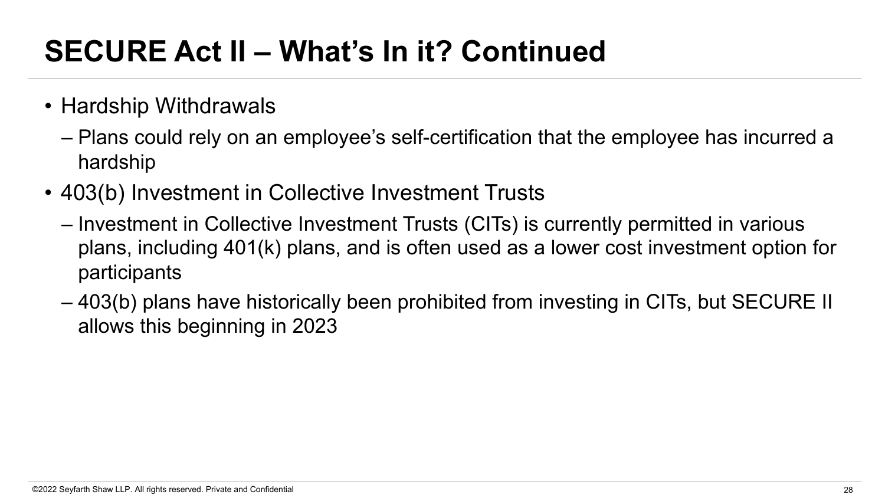# SECURE Act II – What's In it? Continued

- Hardship Withdrawals
  - Plans could rely on an employee's self-certification that the employee has incurred a hardship
- 403(b) Investment in Collective Investment Trusts
  - Investment in Collective Investment Trusts (CITs) is currently permitted in various plans, including 401(k) plans, and is often used as a lower cost investment option for participants
  - 403(b) plans have historically been prohibited from investing in CITs, but SECURE II allows this beginning in 2023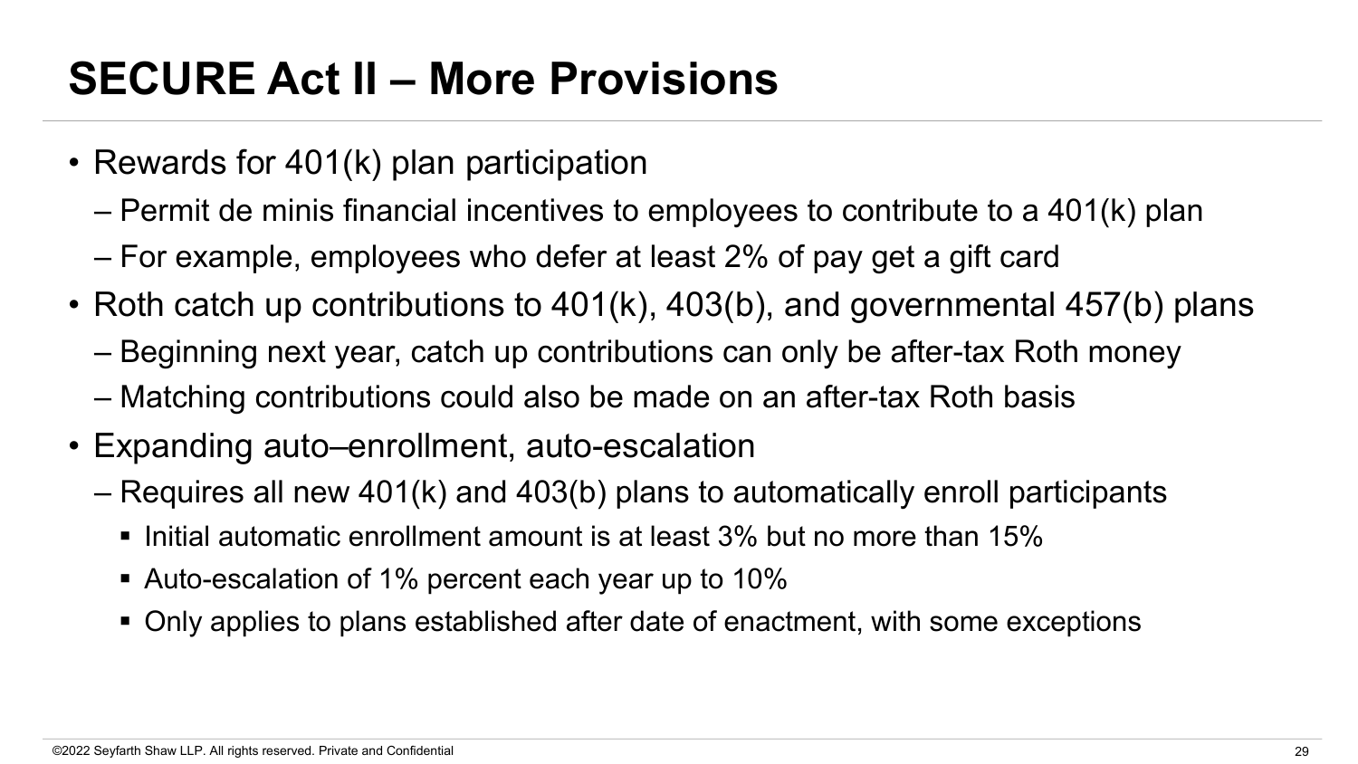# SECURE Act II – More Provisions

- Rewards for 401(k) plan participation
  - Permit de minis financial incentives to employees to contribute to a 401(k) plan
  - For example, employees who defer at least 2% of pay get a gift card
- Roth catch up contributions to 401(k), 403(b), and governmental 457(b) plans
  - Beginning next year, catch up contributions can only be after-tax Roth money
  - Matching contributions could also be made on an after-tax Roth basis
- Expanding auto–enrollment, auto-escalation
  - Requires all new 401(k) and 403(b) plans to automatically enroll participants
    - Initial automatic enrollment amount is at least 3% but no more than 15%
    - Auto-escalation of 1% percent each year up to 10%
    - Only applies to plans established after date of enactment, with some exceptions

©2022 Seyfarth Shaw LLP. All rights reserved. Private and Confidential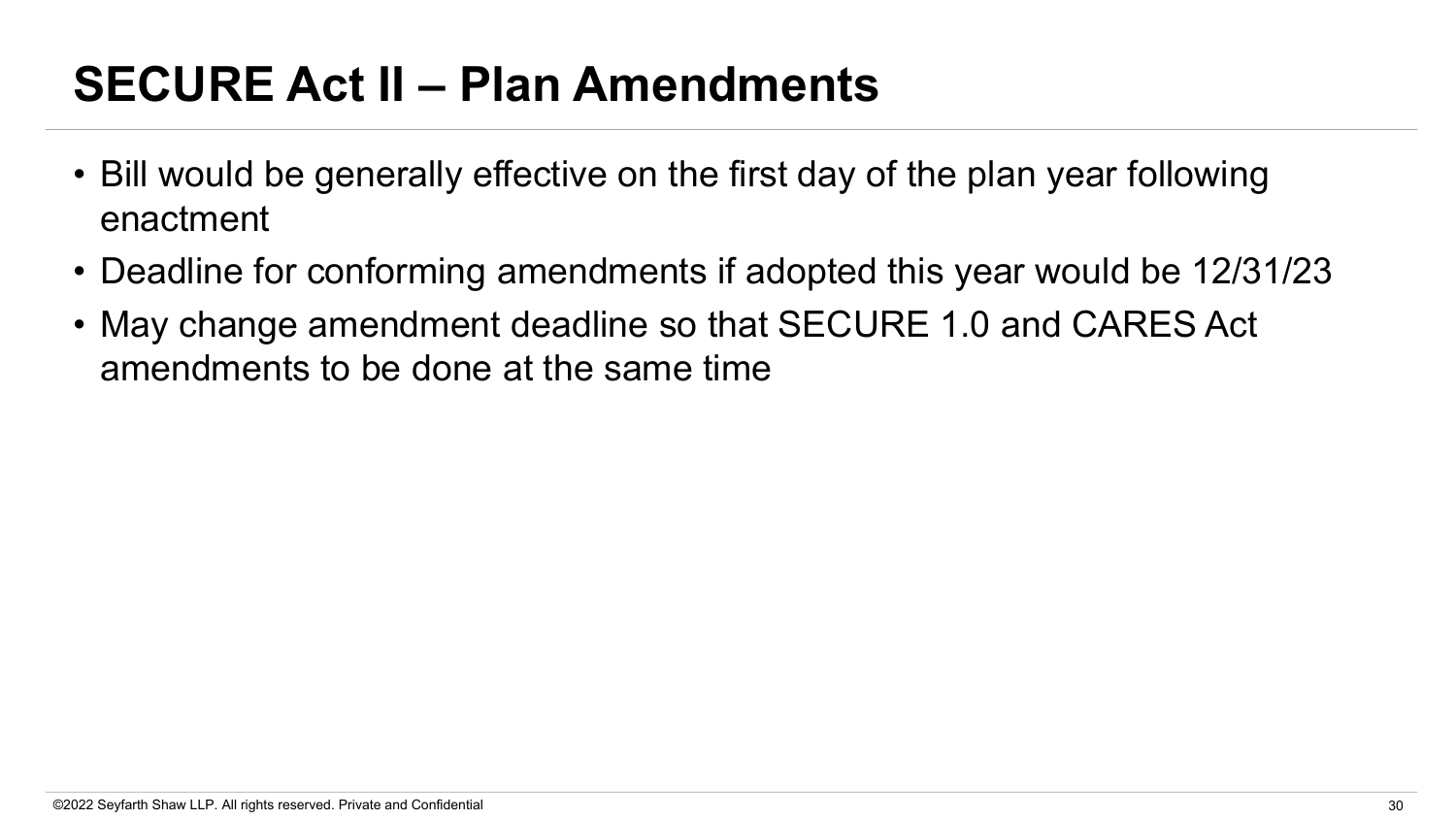# SECURE Act II – Plan Amendments

- Bill would be generally effective on the first day of the plan year following enactment
- Deadline for conforming amendments if adopted this year would be 12/31/23
- May change amendment deadline so that SECURE 1.0 and CARES Act amendments to be done at the same time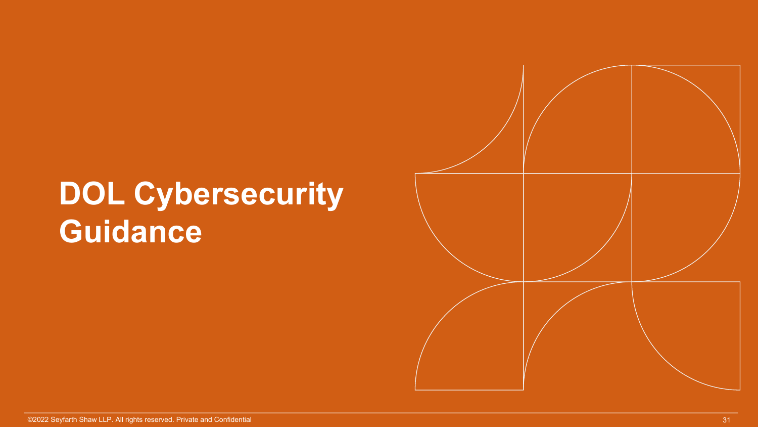# DOL Cybersecurity Guidance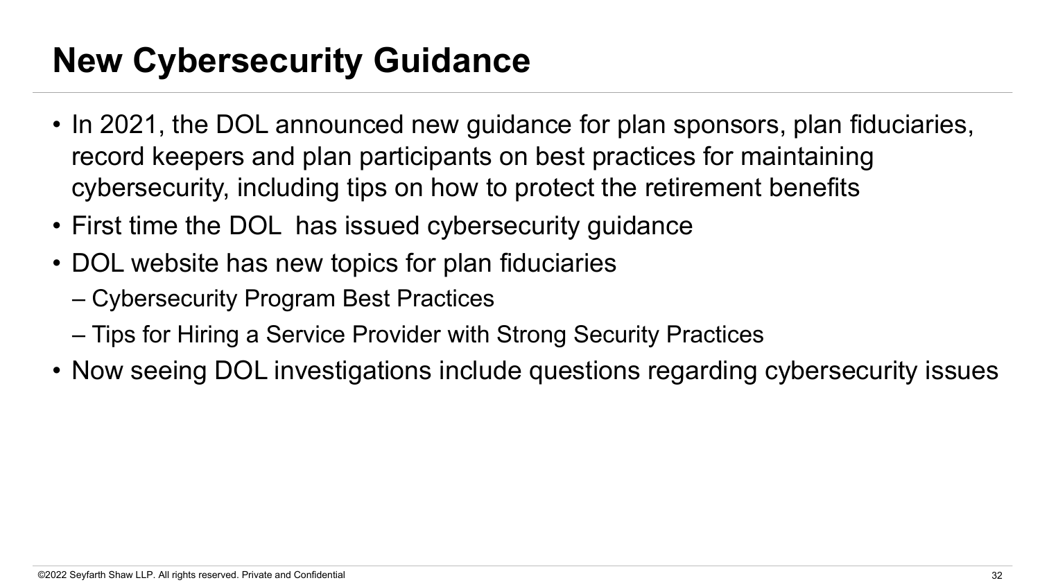# New Cybersecurity Guidance

- In 2021, the DOL announced new guidance for plan sponsors, plan fiduciaries, record keepers and plan participants on best practices for maintaining cybersecurity, including tips on how to protect the retirement benefits
- First time the DOL has issued cybersecurity guidance
- DOL website has new topics for plan fiduciaries
  - Cybersecurity Program Best Practices
  - Tips for Hiring a Service Provider with Strong Security Practices
- Now seeing DOL investigations include questions regarding cybersecurity issues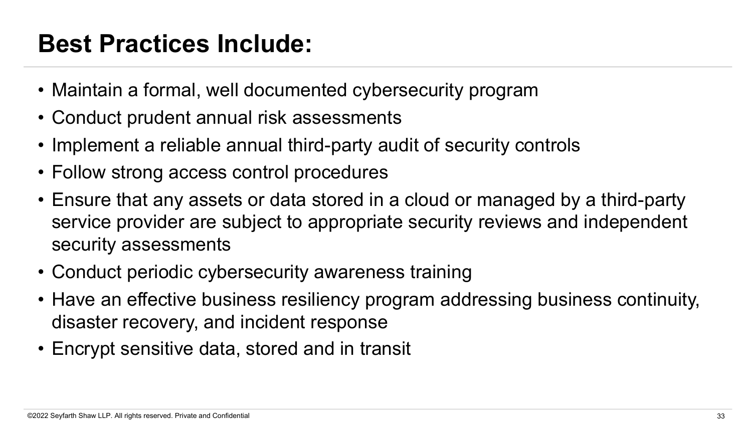# Best Practices Include:

- Maintain a formal, well documented cybersecurity program
- Conduct prudent annual risk assessments
- Implement a reliable annual third-party audit of security controls
- Follow strong access control procedures
- Ensure that any assets or data stored in a cloud or managed by a third-party service provider are subject to appropriate security reviews and independent security assessments
- Conduct periodic cybersecurity awareness training
- Have an effective business resiliency program addressing business continuity, disaster recovery, and incident response
- Encrypt sensitive data, stored and in transit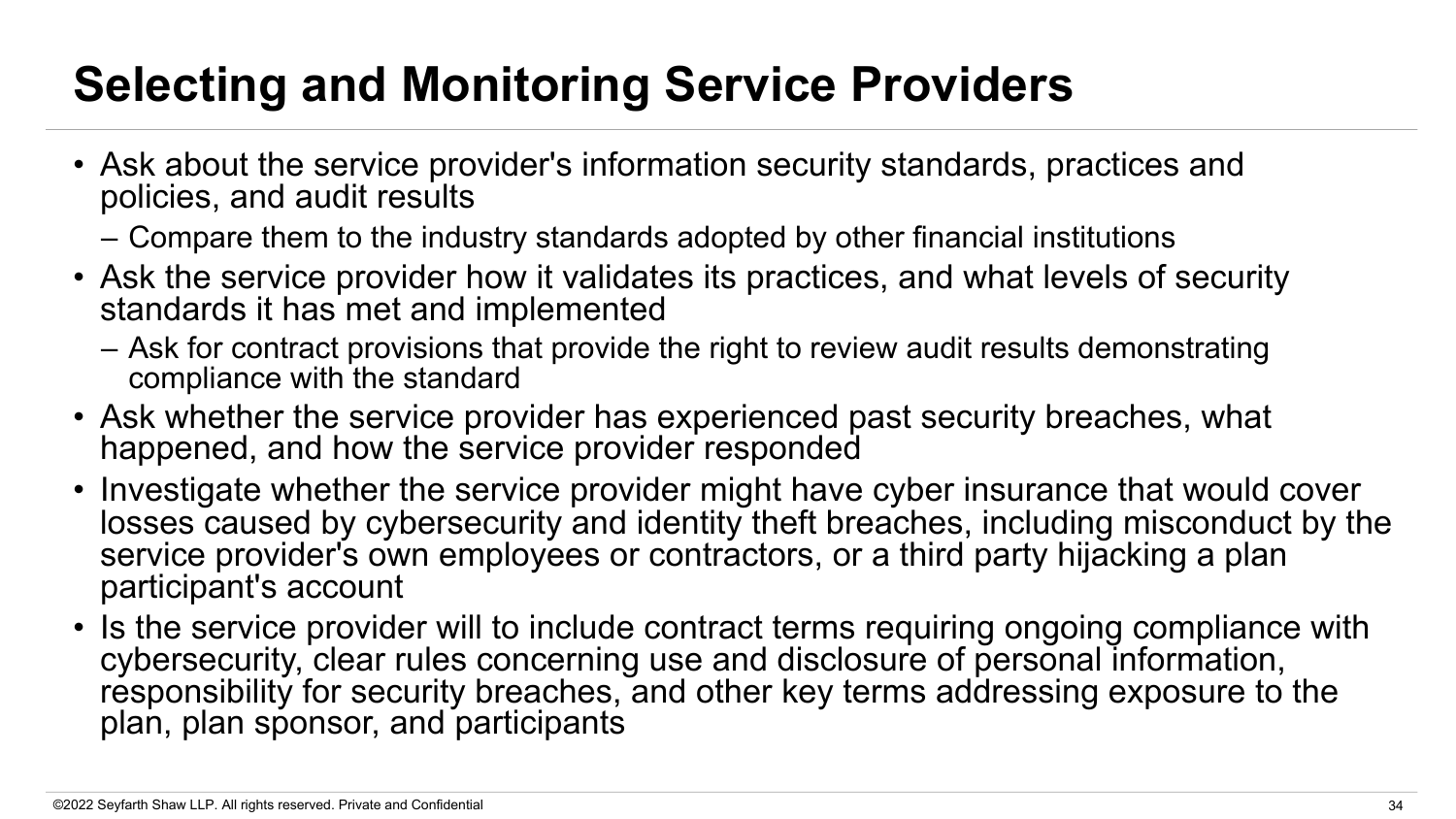# Selecting and Monitoring Service Providers

- Ask about the service provider's information security standards, practices and policies, and audit results
  - Compare them to the industry standards adopted by other financial institutions
- Ask the service provider how it validates its practices, and what levels of security standards it has met and implemented
  - Ask for contract provisions that provide the right to review audit results demonstrating compliance with the standard
- Ask whether the service provider has experienced past security breaches, what happened, and how the service provider responded
- Investigate whether the service provider might have cyber insurance that would cover losses caused by cybersecurity and identity theft breaches, including misconduct by the service provider's own employees or contractors, or a third party hijacking a plan participant's account
- Is the service provider will to include contract terms requiring ongoing compliance with cybersecurity, clear rules concerning use and disclosure of personal information, responsibility for security breaches, and other key terms addressing exposure to the plan, plan sponsor, and participants

©2022 Seyfarth Shaw LLP. All rights reserved. Private and Confidential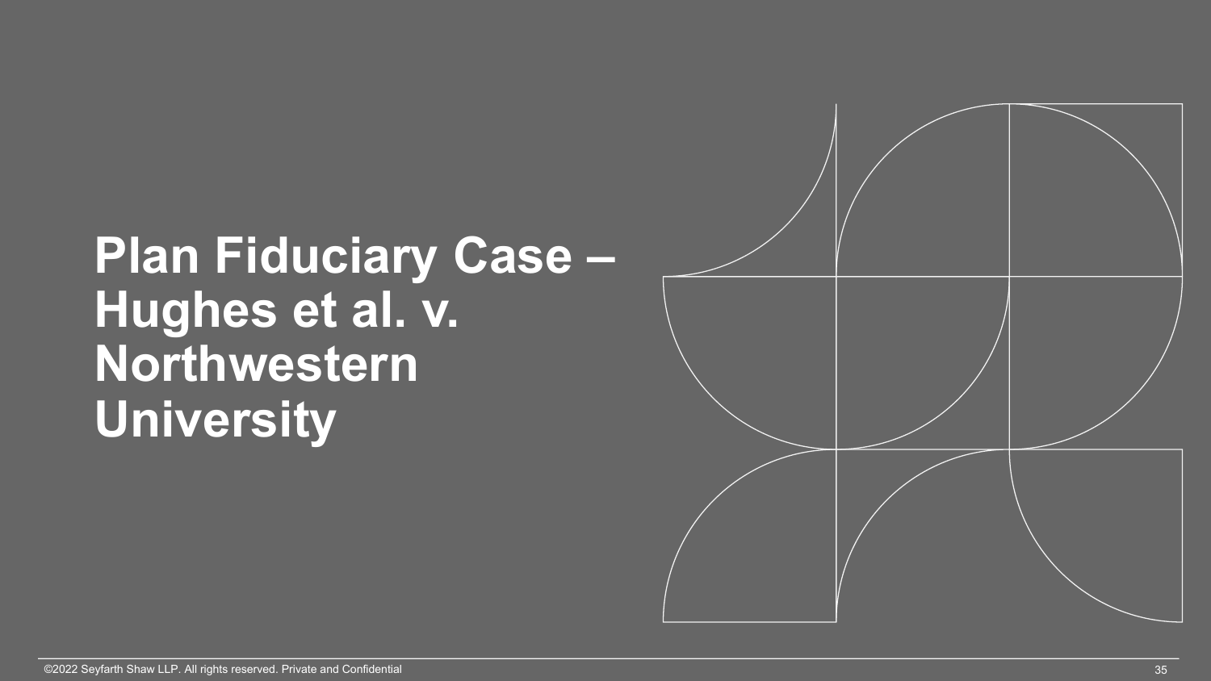# Plan Fiduciary Case – Hughes et al. v. Northwestern University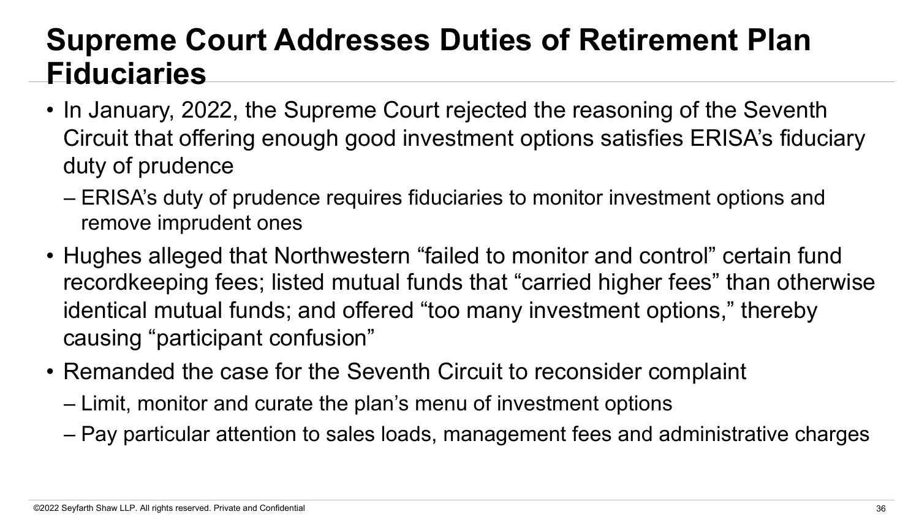# Supreme Court Addresses Duties of Retirement Plan Fiduciaries

- In January, 2022, the Supreme Court rejected the reasoning of the Seventh Circuit that offering enough good investment options satisfies ERISA's fiduciary duty of prudence
  - ERISA's duty of prudence requires fiduciaries to monitor investment options and remove imprudent ones
- Hughes alleged that Northwestern "failed to monitor and control" certain fund recordkeeping fees; listed mutual funds that "carried higher fees" than otherwise identical mutual funds; and offered "too many investment options," thereby causing "participant confusion"
- Remanded the case for the Seventh Circuit to reconsider complaint
  - Limit, monitor and curate the plan's menu of investment options
  - Pay particular attention to sales loads, management fees and administrative charges

©2022 Seyfarth Shaw LLP. All rights reserved. Private and Confidential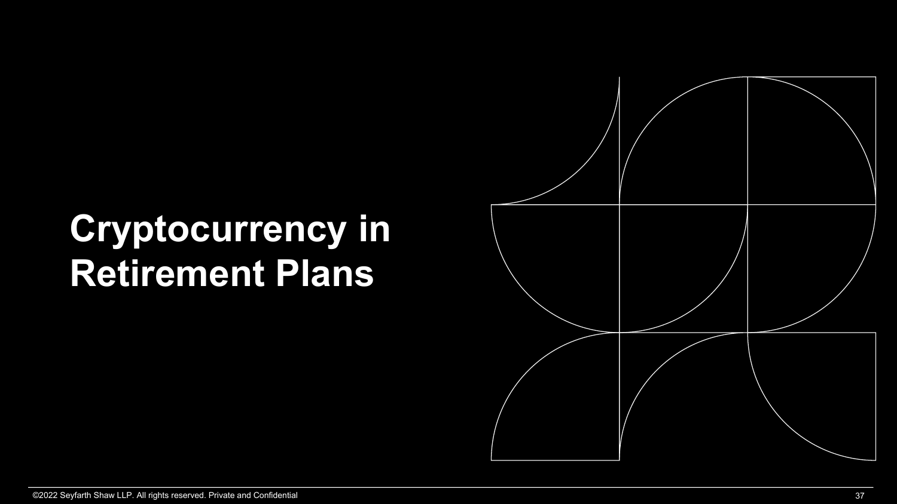# Cryptocurrency in Retirement Plans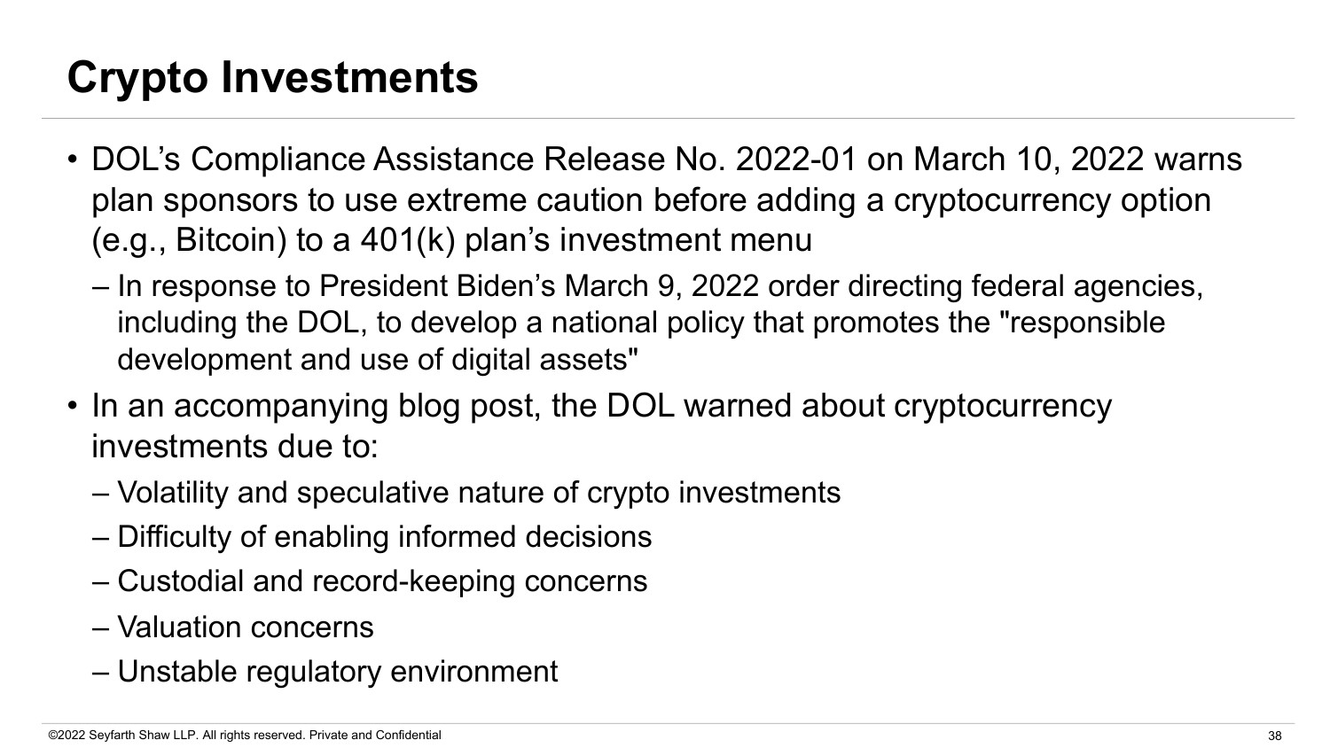# Crypto Investments

- DOL's Compliance Assistance Release No. 2022-01 on March 10, 2022 warns plan sponsors to use extreme caution before adding a cryptocurrency option (e.g., Bitcoin) to a 401(k) plan's investment menu
  - In response to President Biden's March 9, 2022 order directing federal agencies, including the DOL, to develop a national policy that promotes the "responsible development and use of digital assets"
- In an accompanying blog post, the DOL warned about cryptocurrency investments due to:
  - Volatility and speculative nature of crypto investments
  - Difficulty of enabling informed decisions
  - Custodial and record-keeping concerns
  - Valuation concerns
  - Unstable regulatory environment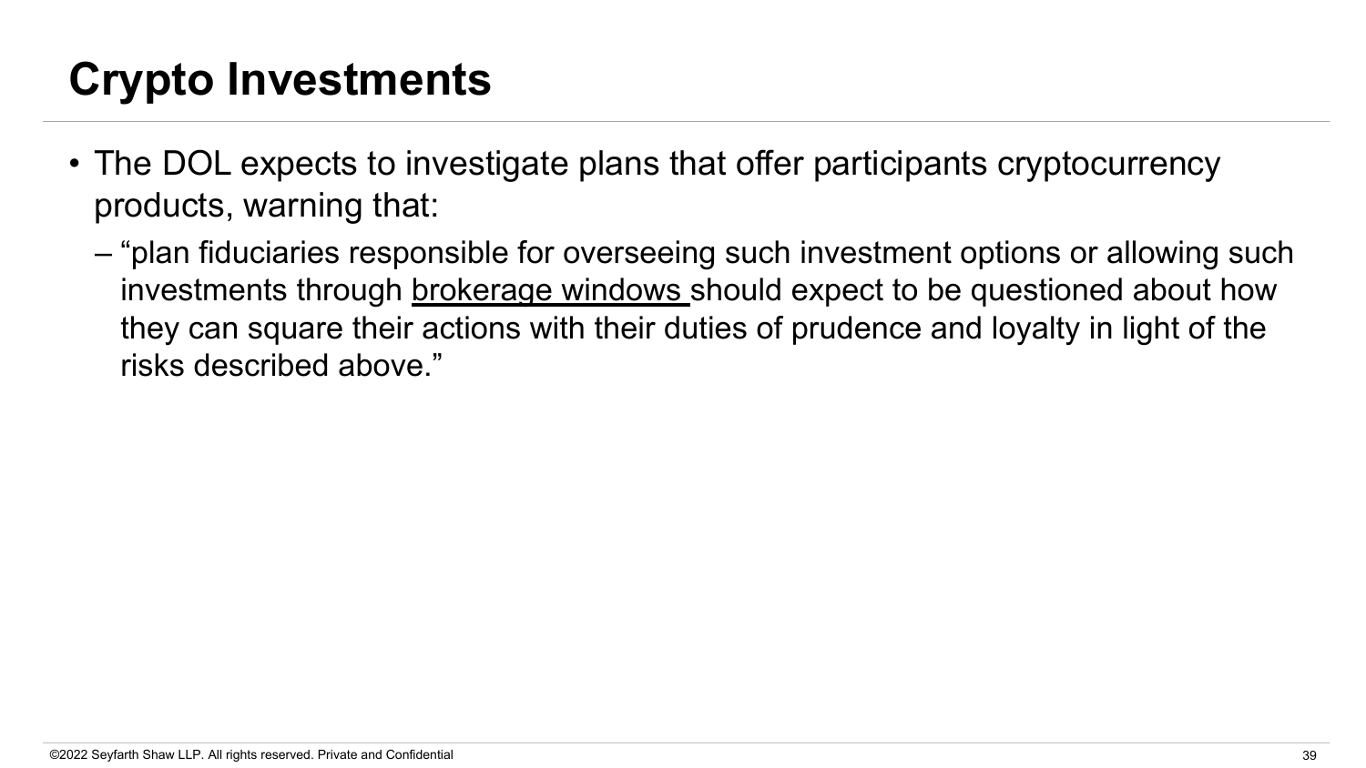# Crypto Investments

- The DOL expects to investigate plans that offer participants cryptocurrency products, warning that:
  - "plan fiduciaries responsible for overseeing such investment options or allowing such investments through brokerage windows should expect to be questioned about how they can square their actions with their duties of prudence and loyalty in light of the risks described above."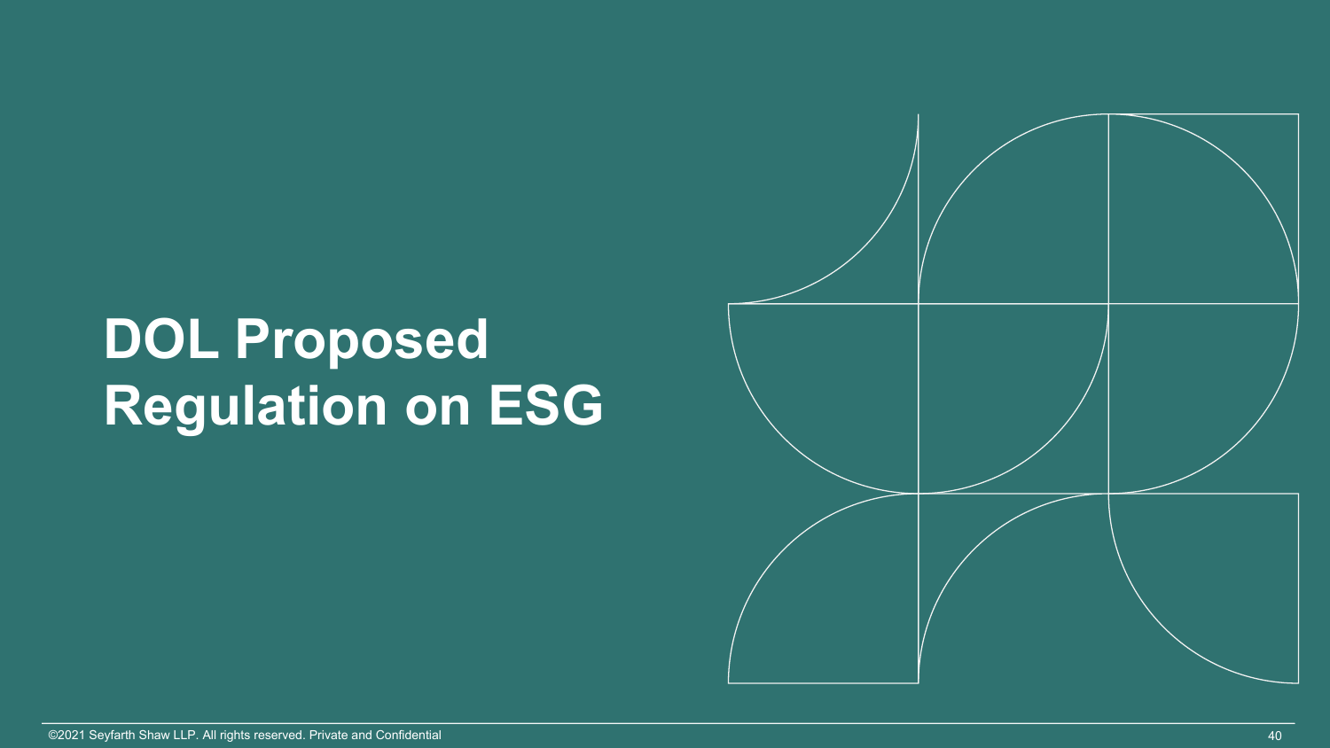# DOL Proposed Regulation on ESG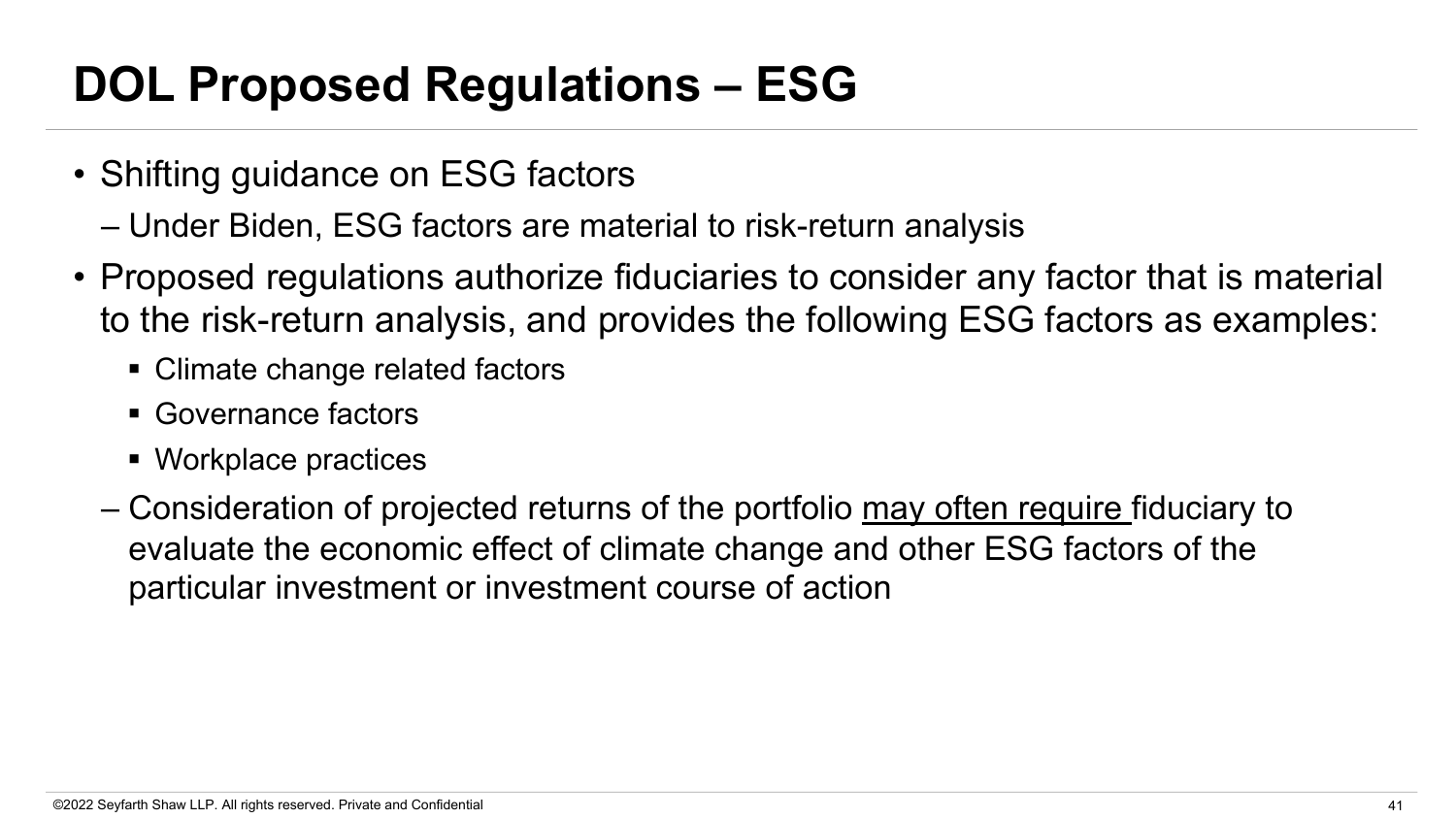# DOL Proposed Regulations – ESG

- Shifting guidance on ESG factors
  - Under Biden, ESG factors are material to risk-return analysis
- Proposed regulations authorize fiduciaries to consider any factor that is material to the risk-return analysis, and provides the following ESG factors as examples:
  - Climate change related factors
  - Governance factors
  - Workplace practices
  - Consideration of projected returns of the portfolio <u>may often require</u> fiduciary to evaluate the economic effect of climate change and other ESG factors of the particular investment or investment course of action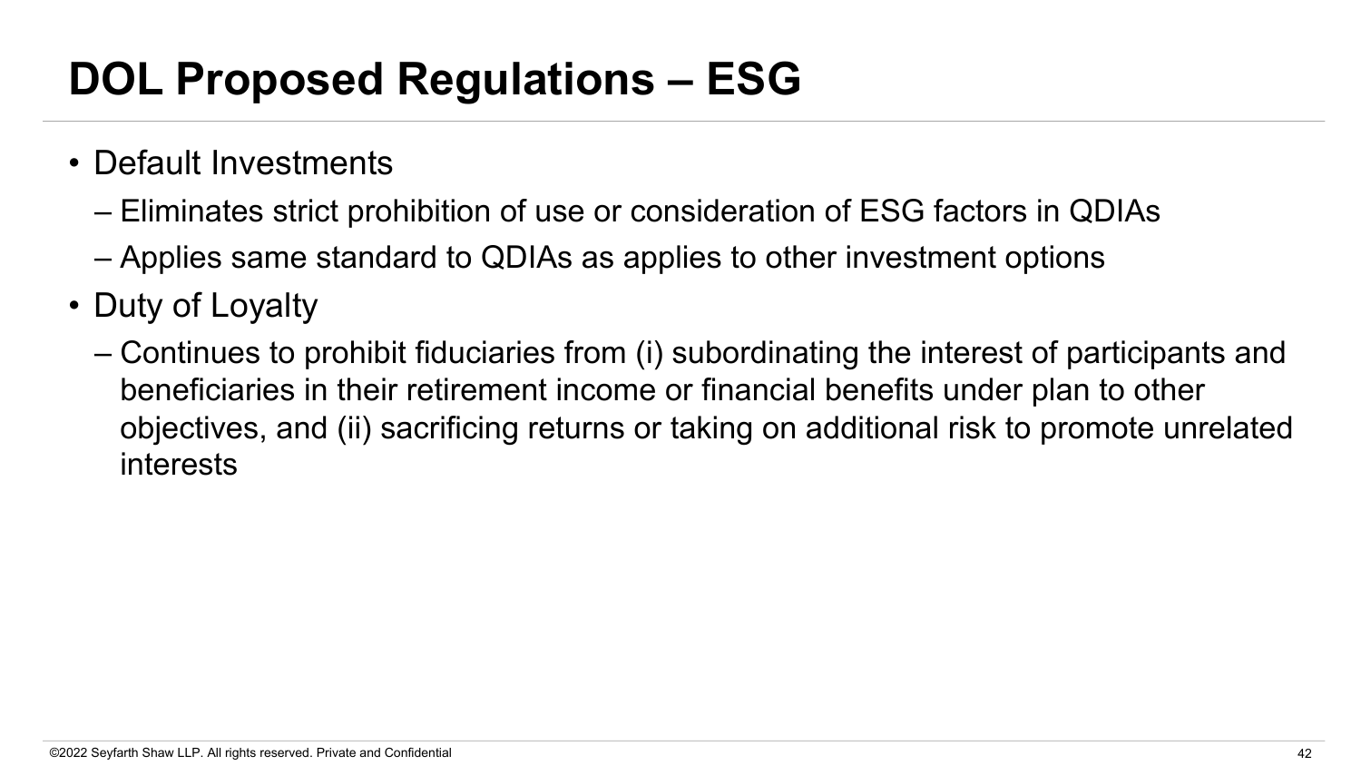# DOL Proposed Regulations – ESG

- Default Investments
  - Eliminates strict prohibition of use or consideration of ESG factors in QDIAs
  - Applies same standard to QDIAs as applies to other investment options
- Duty of Loyalty
  - Continues to prohibit fiduciaries from (i) subordinating the interest of participants and beneficiaries in their retirement income or financial benefits under plan to other objectives, and (ii) sacrificing returns or taking on additional risk to promote unrelated interests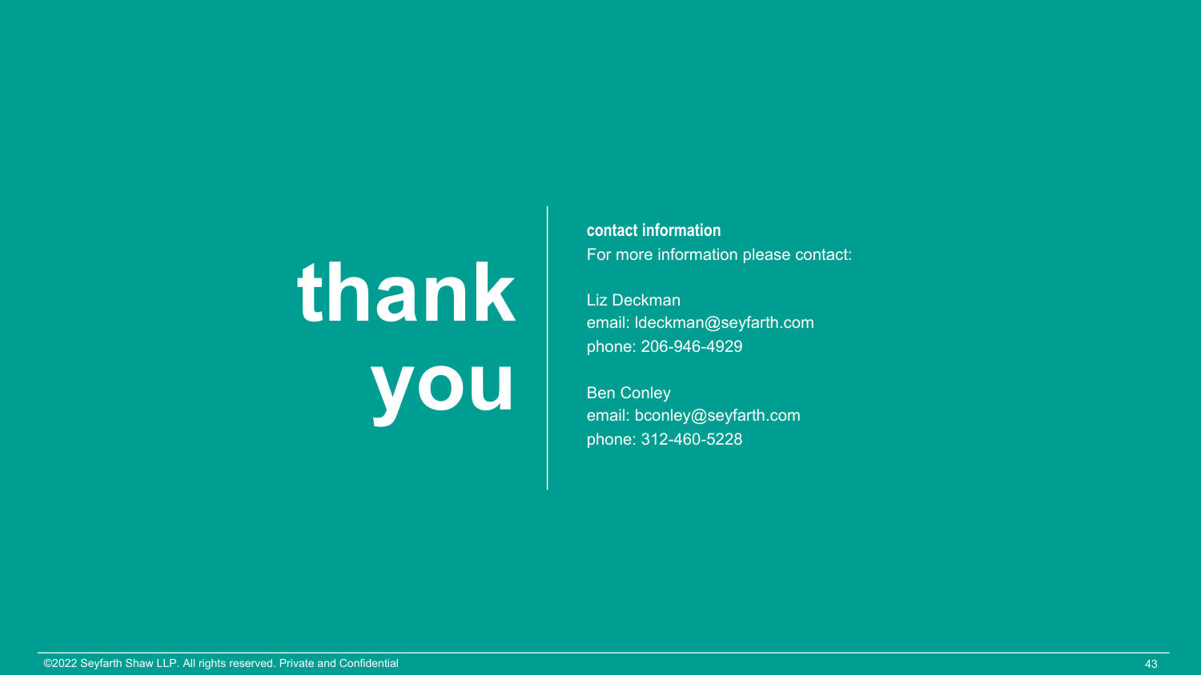# thank you

**contact information**

For more information please contact:

Liz Deckman
email: ldeckman@seyfarth.com
phone: 206-946-4929

Ben Conley
email: bconley@seyfarth.com
phone: 312-460-5228

©2022 Seyfarth Shaw LLP. All rights reserved. Private and Confidential